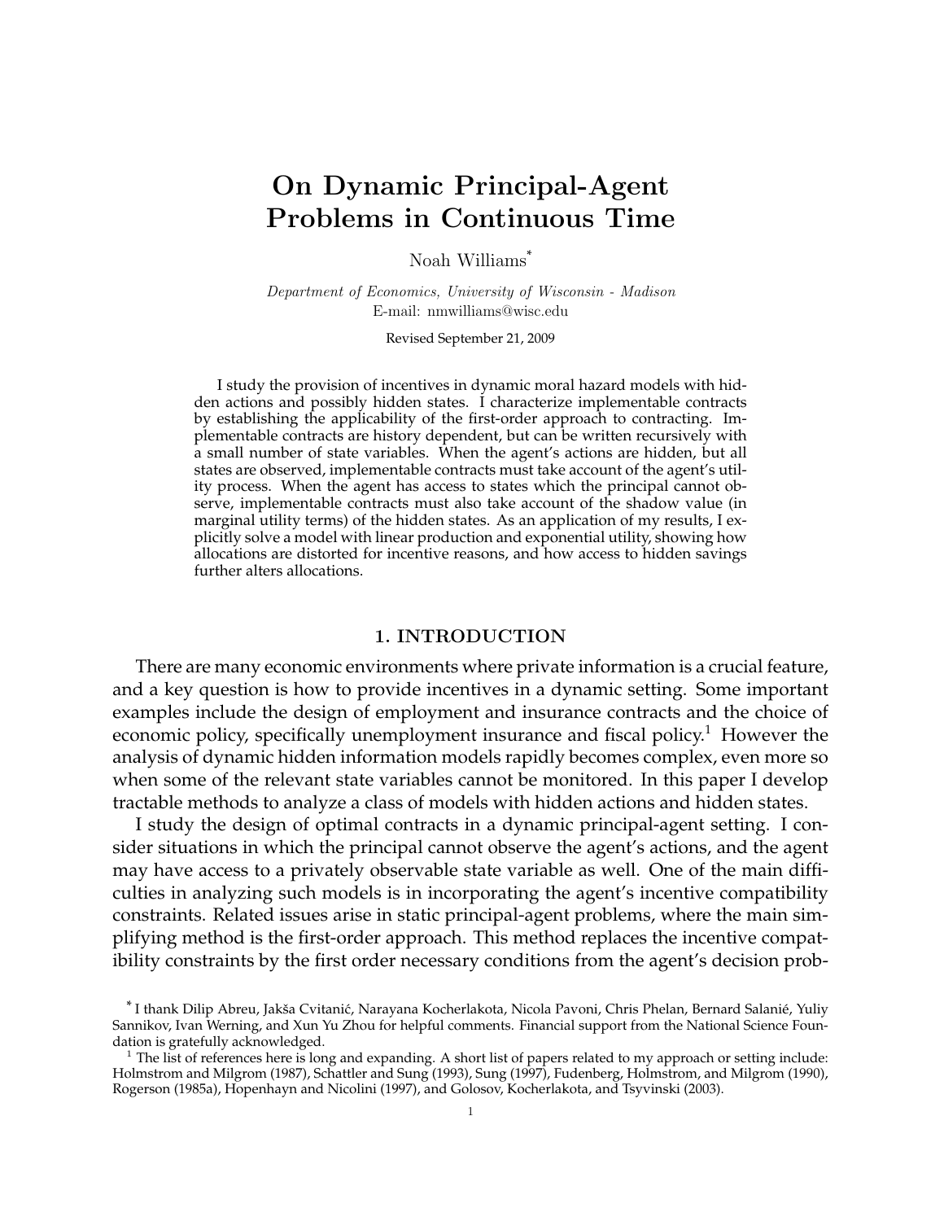# On Dynamic Principal-Agent Problems in Continuous Time

Noah Williams[*]

*Department of Economics, University of Wisconsin - Madison*
E-mail: nmwilliams@wisc.edu

Revised September 21, 2009

I study the provision of incentives in dynamic moral hazard models with hidden actions and possibly hidden states. I characterize implementable contracts by establishing the applicability of the first-order approach to contracting. Implementable contracts are history dependent, but can be written recursively with a small number of state variables. When the agent's actions are hidden, but all states are observed, implementable contracts must take account of the agent's utility process. When the agent has access to states which the principal cannot observe, implementable contracts must also take account of the shadow value (in marginal utility terms) of the hidden states. As an application of my results, I explicitly solve a model with linear production and exponential utility, showing how allocations are distorted for incentive reasons, and how access to hidden savings further alters allocations.

## 1. INTRODUCTION

There are many economic environments where private information is a crucial feature, and a key question is how to provide incentives in a dynamic setting. Some important examples include the design of employment and insurance contracts and the choice of economic policy, specifically unemployment insurance and fiscal policy.[1] However the analysis of dynamic hidden information models rapidly becomes complex, even more so when some of the relevant state variables cannot be monitored. In this paper I develop tractable methods to analyze a class of models with hidden actions and hidden states.

I study the design of optimal contracts in a dynamic principal-agent setting. I consider situations in which the principal cannot observe the agent's actions, and the agent may have access to a privately observable state variable as well. One of the main difficulties in analyzing such models is in incorporating the agent's incentive compatibility constraints. Related issues arise in static principal-agent problems, where the main simplifying method is the first-order approach. This method replaces the incentive compatibility constraints by the first order necessary conditions from the agent's decision prob-

[*] I thank Dilip Abreu, Jakša Cvitanić, Narayana Kocherlakota, Nicola Pavoni, Chris Phelan, Bernard Salanié, Yuliy Sannikov, Ivan Werning, and Xun Yu Zhou for helpful comments. Financial support from the National Science Foundation is gratefully acknowledged.

[1] The list of references here is long and expanding. A short list of papers related to my approach or setting include: Holmstrom and Milgrom (1987), Schattler and Sung (1993), Sung (1997), Fudenberg, Holmstrom, and Milgrom (1990), Rogerson (1985a), Hopenhayn and Nicolini (1997), and Golosov, Kocherlakota, and Tsyvinski (2003).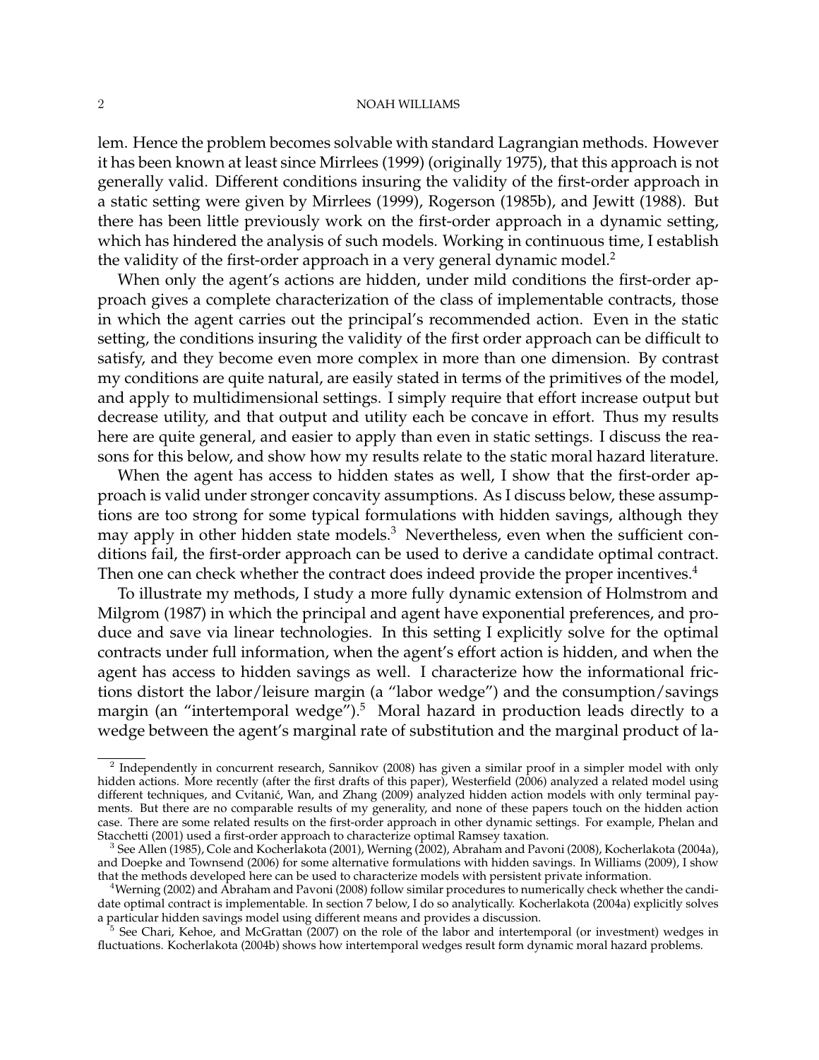lem. Hence the problem becomes solvable with standard Lagrangian methods. However it has been known at least since Mirrlees (1999) (originally 1975), that this approach is not generally valid. Different conditions insuring the validity of the first-order approach in a static setting were given by Mirrlees (1999), Rogerson (1985b), and Jewitt (1988). But there has been little previously work on the first-order approach in a dynamic setting, which has hindered the analysis of such models. Working in continuous time, I establish the validity of the first-order approach in a very general dynamic model.[2]

When only the agent's actions are hidden, under mild conditions the first-order approach gives a complete characterization of the class of implementable contracts, those in which the agent carries out the principal's recommended action. Even in the static setting, the conditions insuring the validity of the first order approach can be difficult to satisfy, and they become even more complex in more than one dimension. By contrast my conditions are quite natural, are easily stated in terms of the primitives of the model, and apply to multidimensional settings. I simply require that effort increase output but decrease utility, and that output and utility each be concave in effort. Thus my results here are quite general, and easier to apply than even in static settings. I discuss the reasons for this below, and show how my results relate to the static moral hazard literature.

When the agent has access to hidden states as well, I show that the first-order approach is valid under stronger concavity assumptions. As I discuss below, these assumptions are too strong for some typical formulations with hidden savings, although they may apply in other hidden state models.[3] Nevertheless, even when the sufficient conditions fail, the first-order approach can be used to derive a candidate optimal contract. Then one can check whether the contract does indeed provide the proper incentives.[4]

To illustrate my methods, I study a more fully dynamic extension of Holmstrom and Milgrom (1987) in which the principal and agent have exponential preferences, and produce and save via linear technologies. In this setting I explicitly solve for the optimal contracts under full information, when the agent's effort action is hidden, and when the agent has access to hidden savings as well. I characterize how the informational frictions distort the labor/leisure margin (a "labor wedge") and the consumption/savings margin (an "intertemporal wedge").[5] Moral hazard in production leads directly to a wedge between the agent's marginal rate of substitution and the marginal product of la-

---

[2] Independently in concurrent research, Sannikov (2008) has given a similar proof in a simpler model with only hidden actions. More recently (after the first drafts of this paper), Westerfield (2006) analyzed a related model using different techniques, and Cvitanić, Wan, and Zhang (2009) analyzed hidden action models with only terminal payments. But there are no comparable results of my generality, and none of these papers touch on the hidden action case. There are some related results on the first-order approach in other dynamic settings. For example, Phelan and Stacchetti (2001) used a first-order approach to characterize optimal Ramsey taxation.

[3] See Allen (1985), Cole and Kocherlakota (2001), Werning (2002), Abraham and Pavoni (2008), Kocherlakota (2004a), and Doepke and Townsend (2006) for some alternative formulations with hidden savings. In Williams (2009), I show that the methods developed here can be used to characterize models with persistent private information.

[4] Werning (2002) and Abraham and Pavoni (2008) follow similar procedures to numerically check whether the candidate optimal contract is implementable. In section 7 below, I do so analytically. Kocherlakota (2004a) explicitly solves a particular hidden savings model using different means and provides a discussion.

[5] See Chari, Kehoe, and McGrattan (2007) on the role of the labor and intertemporal (or investment) wedges in fluctuations. Kocherlakota (2004b) shows how intertemporal wedges result form dynamic moral hazard problems.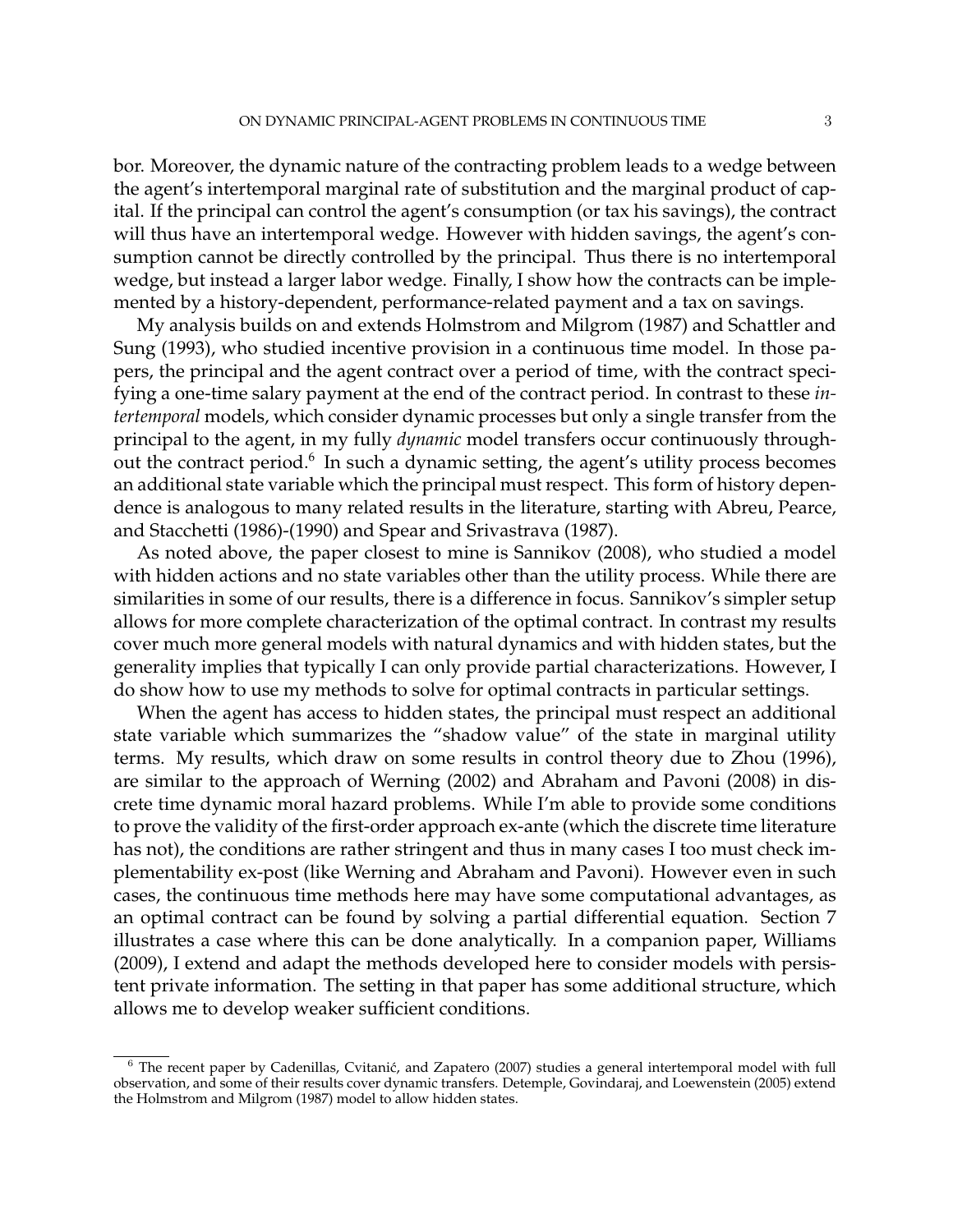bor. Moreover, the dynamic nature of the contracting problem leads to a wedge between the agent's intertemporal marginal rate of substitution and the marginal product of capital. If the principal can control the agent's consumption (or tax his savings), the contract will thus have an intertemporal wedge. However with hidden savings, the agent's consumption cannot be directly controlled by the principal. Thus there is no intertemporal wedge, but instead a larger labor wedge. Finally, I show how the contracts can be implemented by a history-dependent, performance-related payment and a tax on savings.

My analysis builds on and extends Holmstrom and Milgrom (1987) and Schattler and Sung (1993), who studied incentive provision in a continuous time model. In those papers, the principal and the agent contract over a period of time, with the contract specifying a one-time salary payment at the end of the contract period. In contrast to these *intertemporal* models, which consider dynamic processes but only a single transfer from the principal to the agent, in my fully *dynamic* model transfers occur continuously throughout the contract period.[6] In such a dynamic setting, the agent's utility process becomes an additional state variable which the principal must respect. This form of history dependence is analogous to many related results in the literature, starting with Abreu, Pearce, and Stacchetti (1986)-(1990) and Spear and Srivastrava (1987).

As noted above, the paper closest to mine is Sannikov (2008), who studied a model with hidden actions and no state variables other than the utility process. While there are similarities in some of our results, there is a difference in focus. Sannikov's simpler setup allows for more complete characterization of the optimal contract. In contrast my results cover much more general models with natural dynamics and with hidden states, but the generality implies that typically I can only provide partial characterizations. However, I do show how to use my methods to solve for optimal contracts in particular settings.

When the agent has access to hidden states, the principal must respect an additional state variable which summarizes the "shadow value" of the state in marginal utility terms. My results, which draw on some results in control theory due to Zhou (1996), are similar to the approach of Werning (2002) and Abraham and Pavoni (2008) in discrete time dynamic moral hazard problems. While I'm able to provide some conditions to prove the validity of the first-order approach ex-ante (which the discrete time literature has not), the conditions are rather stringent and thus in many cases I too must check implementability ex-post (like Werning and Abraham and Pavoni). However even in such cases, the continuous time methods here may have some computational advantages, as an optimal contract can be found by solving a partial differential equation. Section 7 illustrates a case where this can be done analytically. In a companion paper, Williams (2009), I extend and adapt the methods developed here to consider models with persistent private information. The setting in that paper has some additional structure, which allows me to develop weaker sufficient conditions.

---

[6] The recent paper by Cadenillas, Cvitanić, and Zapatero (2007) studies a general intertemporal model with full observation, and some of their results cover dynamic transfers. Detemple, Govindaraj, and Loewenstein (2005) extend the Holmstrom and Milgrom (1987) model to allow hidden states.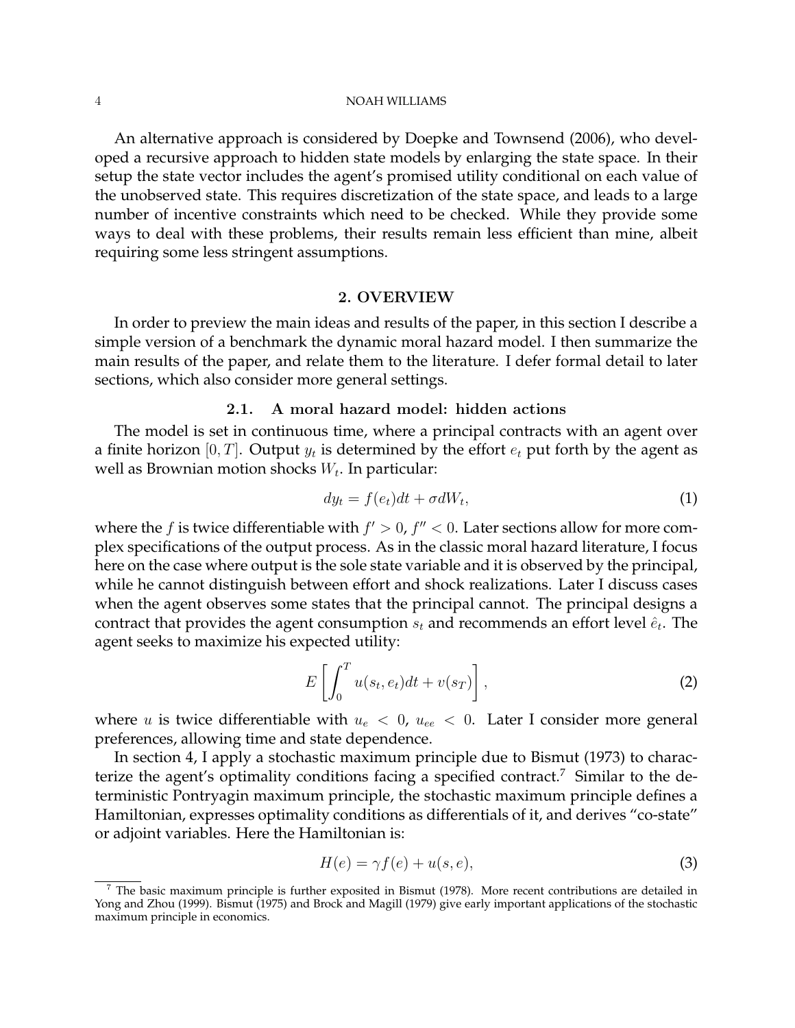An alternative approach is considered by Doepke and Townsend (2006), who developed a recursive approach to hidden state models by enlarging the state space. In their setup the state vector includes the agent's promised utility conditional on each value of the unobserved state. This requires discretization of the state space, and leads to a large number of incentive constraints which need to be checked. While they provide some ways to deal with these problems, their results remain less efficient than mine, albeit requiring some less stringent assumptions.

## 2. OVERVIEW

In order to preview the main ideas and results of the paper, in this section I describe a simple version of a benchmark the dynamic moral hazard model. I then summarize the main results of the paper, and relate them to the literature. I defer formal detail to later sections, which also consider more general settings.

### 2.1. A moral hazard model: hidden actions

The model is set in continuous time, where a principal contracts with an agent over a finite horizon $[0, T]$. Output $y_t$ is determined by the effort $e_t$ put forth by the agent as well as Brownian motion shocks $W_t$. In particular:

$$dy_t = f(e_t)dt + \sigma dW_t, \tag{1}$$

where the $f$ is twice differentiable with $f' > 0$, $f'' < 0$. Later sections allow for more complex specifications of the output process. As in the classic moral hazard literature, I focus here on the case where output is the sole state variable and it is observed by the principal, while he cannot distinguish between effort and shock realizations. Later I discuss cases when the agent observes some states that the principal cannot. The principal designs a contract that provides the agent consumption $s_t$ and recommends an effort level $\hat{e}_t$. The agent seeks to maximize his expected utility:

$$E\left[\int_0^T u(s_t, e_t)dt + v(s_T)\right], \tag{2}$$

where $u$ is twice differentiable with $u_e < 0$, $u_{ee} < 0$. Later I consider more general preferences, allowing time and state dependence.

In section 4, I apply a stochastic maximum principle due to Bismut (1973) to characterize the agent's optimality conditions facing a specified contract.[7] Similar to the deterministic Pontryagin maximum principle, the stochastic maximum principle defines a Hamiltonian, expresses optimality conditions as differentials of it, and derives "co-state" or adjoint variables. Here the Hamiltonian is:

$$H(e) = \gamma f(e) + u(s, e), \tag{3}$$

[7] The basic maximum principle is further exposited in Bismut (1978). More recent contributions are detailed in Yong and Zhou (1999). Bismut (1975) and Brock and Magill (1979) give early important applications of the stochastic maximum principle in economics.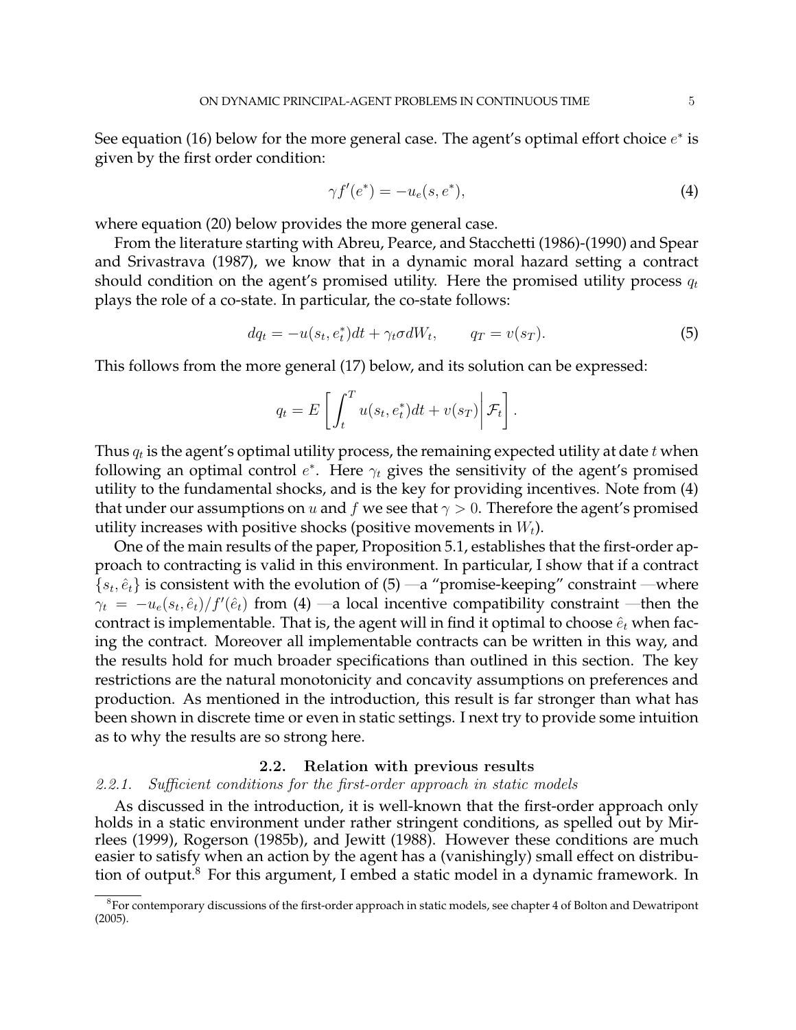See equation (16) below for the more general case. The agent's optimal effort choice $e^*$ is given by the first order condition:

$$\gamma f'(e^*) = -u_e(s, e^*), \tag{4}$$

where equation (20) below provides the more general case.

From the literature starting with Abreu, Pearce, and Stacchetti (1986)-(1990) and Spear and Srivastrava (1987), we know that in a dynamic moral hazard setting a contract should condition on the agent's promised utility. Here the promised utility process $q_t$ plays the role of a co-state. In particular, the co-state follows:

$$dq_t = -u(s_t, e_t^*)dt + \gamma_t \sigma dW_t, \qquad q_T = v(s_T). \tag{5}$$

This follows from the more general (17) below, and its solution can be expressed:

$$q_t = E\left[\int_t^T u(s_t, e_t^*)dt + v(s_T)\middle| \mathcal{F}_t\right].$$

Thus $q_t$ is the agent's optimal utility process, the remaining expected utility at date $t$ when following an optimal control $e^*$. Here $\gamma_t$ gives the sensitivity of the agent's promised utility to the fundamental shocks, and is the key for providing incentives. Note from (4) that under our assumptions on $u$ and $f$ we see that $\gamma > 0$. Therefore the agent's promised utility increases with positive shocks (positive movements in $W_t$).

One of the main results of the paper, Proposition 5.1, establishes that the first-order approach to contracting is valid in this environment. In particular, I show that if a contract $\{s_t, \hat{e}_t\}$ is consistent with the evolution of (5) —a "promise-keeping" constraint —where $\gamma_t = -u_e(s_t, \hat{e}_t)/f'(\hat{e}_t)$ from (4) —a local incentive compatibility constraint —then the contract is implementable. That is, the agent will in find it optimal to choose $\hat{e}_t$ when facing the contract. Moreover all implementable contracts can be written in this way, and the results hold for much broader specifications than outlined in this section. The key restrictions are the natural monotonicity and concavity assumptions on preferences and production. As mentioned in the introduction, this result is far stronger than what has been shown in discrete time or even in static settings. I next try to provide some intuition as to why the results are so strong here.

## 2.2. Relation with previous results

### 2.2.1. *Sufficient conditions for the first-order approach in static models*

As discussed in the introduction, it is well-known that the first-order approach only holds in a static environment under rather stringent conditions, as spelled out by Mirrlees (1999), Rogerson (1985b), and Jewitt (1988). However these conditions are much easier to satisfy when an action by the agent has a (vanishingly) small effect on distribution of output.[8] For this argument, I embed a static model in a dynamic framework. In

[8] For contemporary discussions of the first-order approach in static models, see chapter 4 of Bolton and Dewatripont (2005).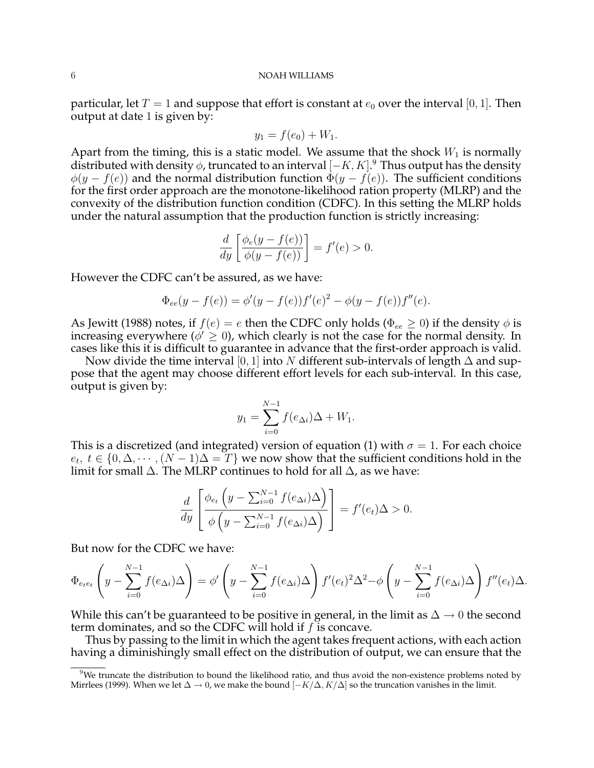particular, let $T = 1$ and suppose that effort is constant at $e_0$ over the interval $[0, 1]$. Then output at date 1 is given by:

$$y_1 = f(e_0) + W_1.$$

Apart from the timing, this is a static model. We assume that the shock $W_1$ is normally distributed with density $\phi$, truncated to an interval $[-K, K]$.[9] Thus output has the density $\phi(y - f(e))$ and the normal distribution function $\Phi(y - f(e))$. The sufficient conditions for the first order approach are the monotone-likelihood ration property (MLRP) and the convexity of the distribution function condition (CDFC). In this setting the MLRP holds under the natural assumption that the production function is strictly increasing:

$$\frac{d}{dy}\left[\frac{\phi_e(y - f(e))}{\phi(y - f(e))}\right] = f'(e) > 0.$$

However the CDFC can't be assured, as we have:

$$\Phi_{ee}(y - f(e)) = \phi'(y - f(e))f'(e)^2 - \phi(y - f(e))f''(e).$$

As Jewitt (1988) notes, if $f(e) = e$ then the CDFC only holds ($\Phi_{ee} \geq 0$) if the density $\phi$ is increasing everywhere ($\phi' \geq 0$), which clearly is not the case for the normal density. In cases like this it is difficult to guarantee in advance that the first-order approach is valid.

Now divide the time interval $[0, 1]$ into $N$ different sub-intervals of length $\Delta$ and suppose that the agent may choose different effort levels for each sub-interval. In this case, output is given by:

$$y_1 = \sum_{i=0}^{N-1} f(e_{\Delta i})\Delta + W_1.$$

This is a discretized (and integrated) version of equation (1) with $\sigma = 1$. For each choice $e_t,\ t \in \{0, \Delta, \cdots, (N-1)\Delta = T\}$ we now show that the sufficient conditions hold in the limit for small $\Delta$. The MLRP continues to hold for all $\Delta$, as we have:

$$\frac{d}{dy}\left[\frac{\phi_{e_t}\left(y - \sum_{i=0}^{N-1} f(e_{\Delta i})\Delta\right)}{\phi\left(y - \sum_{i=0}^{N-1} f(e_{\Delta i})\Delta\right)}\right] = f'(e_t)\Delta > 0.$$

But now for the CDFC we have:

$$\Phi_{e_t e_t}\left(y - \sum_{i=0}^{N-1} f(e_{\Delta i})\Delta\right) = \phi'\left(y - \sum_{i=0}^{N-1} f(e_{\Delta i})\Delta\right) f'(e_t)^2\Delta^2 - \phi\left(y - \sum_{i=0}^{N-1} f(e_{\Delta i})\Delta\right) f''(e_t)\Delta.$$

While this can't be guaranteed to be positive in general, in the limit as $\Delta \to 0$ the second term dominates, and so the CDFC will hold if $f$ is concave.

Thus by passing to the limit in which the agent takes frequent actions, with each action having a diminishingly small effect on the distribution of output, we can ensure that the

[9] We truncate the distribution to bound the likelihood ratio, and thus avoid the non-existence problems noted by Mirrlees (1999). When we let $\Delta \to 0$, we make the bound $[-K/\Delta, K/\Delta]$ so the truncation vanishes in the limit.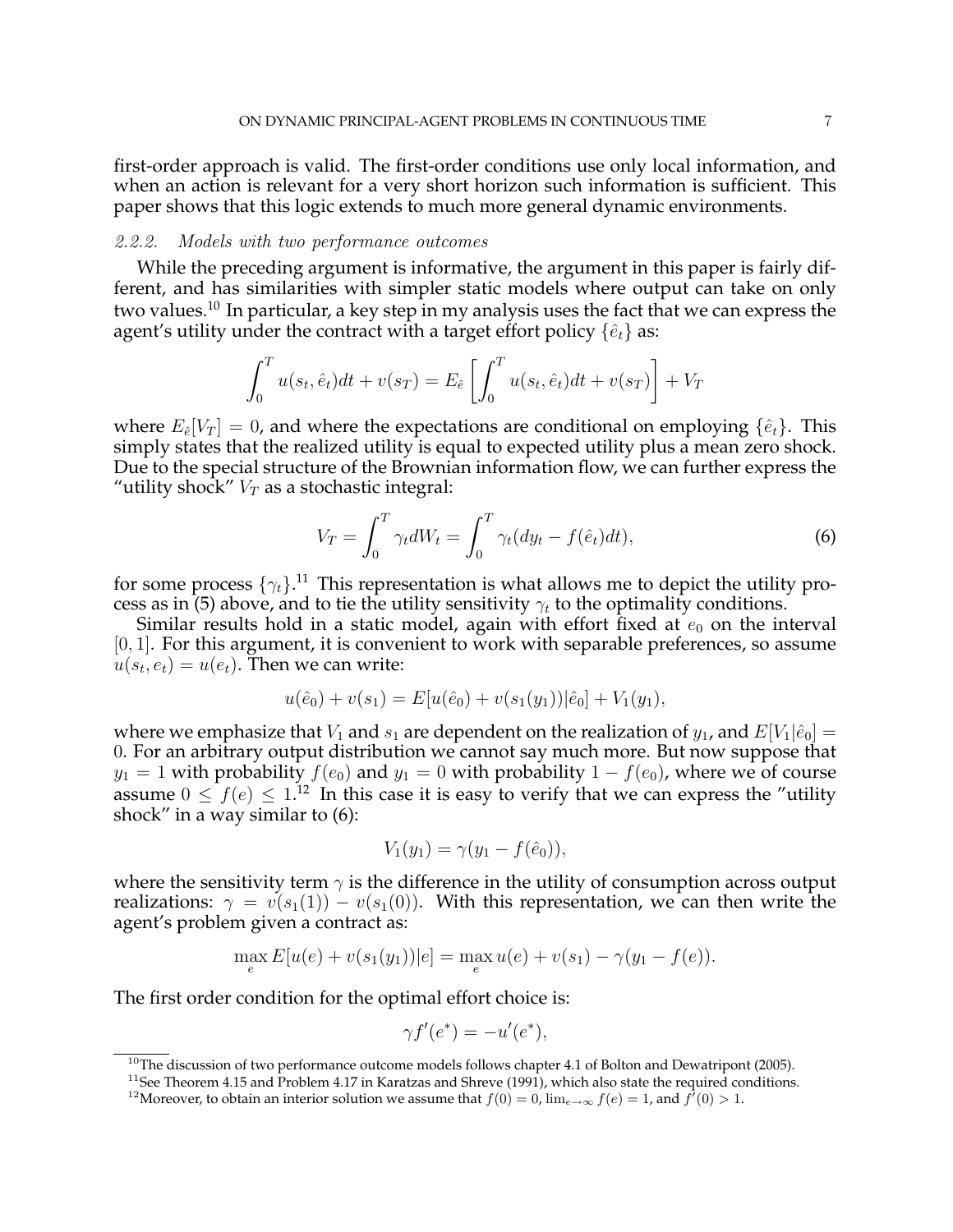first-order approach is valid. The first-order conditions use only local information, and when an action is relevant for a very short horizon such information is sufficient. This paper shows that this logic extends to much more general dynamic environments.

### 2.2.2. *Models with two performance outcomes*

While the preceding argument is informative, the argument in this paper is fairly different, and has similarities with simpler static models where output can take on only two values.[10] In particular, a key step in my analysis uses the fact that we can express the agent's utility under the contract with a target effort policy $\{\hat{e}_t\}$ as:

$$\int_0^T u(s_t, \hat{e}_t)dt + v(s_T) = E_{\hat{e}}\left[\int_0^T u(s_t, \hat{e}_t)dt + v(s_T)\right] + V_T$$

where $E_{\hat{e}}[V_T] = 0$, and where the expectations are conditional on employing $\{\hat{e}_t\}$. This simply states that the realized utility is equal to expected utility plus a mean zero shock. Due to the special structure of the Brownian information flow, we can further express the "utility shock" $V_T$ as a stochastic integral:

$$V_T = \int_0^T \gamma_t dW_t = \int_0^T \gamma_t(dy_t - f(\hat{e}_t)dt), \tag{6}$$

for some process $\{\gamma_t\}$.[11] This representation is what allows me to depict the utility process as in (5) above, and to tie the utility sensitivity $\gamma_t$ to the optimality conditions.

Similar results hold in a static model, again with effort fixed at $e_0$ on the interval $[0, 1]$. For this argument, it is convenient to work with separable preferences, so assume $u(s_t, e_t) = u(e_t)$. Then we can write:

$$u(\hat{e}_0) + v(s_1) = E[u(\hat{e}_0) + v(s_1(y_1))|\hat{e}_0] + V_1(y_1),$$

where we emphasize that $V_1$ and $s_1$ are dependent on the realization of $y_1$, and $E[V_1|\hat{e}_0] = 0$. For an arbitrary output distribution we cannot say much more. But now suppose that $y_1 = 1$ with probability $f(e_0)$ and $y_1 = 0$ with probability $1 - f(e_0)$, where we of course assume $0 \leq f(e) \leq 1$.[12] In this case it is easy to verify that we can express the "utility shock" in a way similar to (6):

$$V_1(y_1) = \gamma(y_1 - f(\hat{e}_0)),$$

where the sensitivity term $\gamma$ is the difference in the utility of consumption across output realizations: $\gamma = v(s_1(1)) - v(s_1(0))$. With this representation, we can then write the agent's problem given a contract as:

$$\max_e E[u(e) + v(s_1(y_1))|e] = \max_e u(e) + v(s_1) - \gamma(y_1 - f(e)).$$

The first order condition for the optimal effort choice is:

$$\gamma f'(e^*) = -u'(e^*),$$

---

[10] The discussion of two performance outcome models follows chapter 4.1 of Bolton and Dewatripont (2005).

[11] See Theorem 4.15 and Problem 4.17 in Karatzas and Shreve (1991), which also state the required conditions.

[12] Moreover, to obtain an interior solution we assume that $f(0) = 0$, $\lim_{e\to\infty} f(e) = 1$, and $f'(0) > 1$.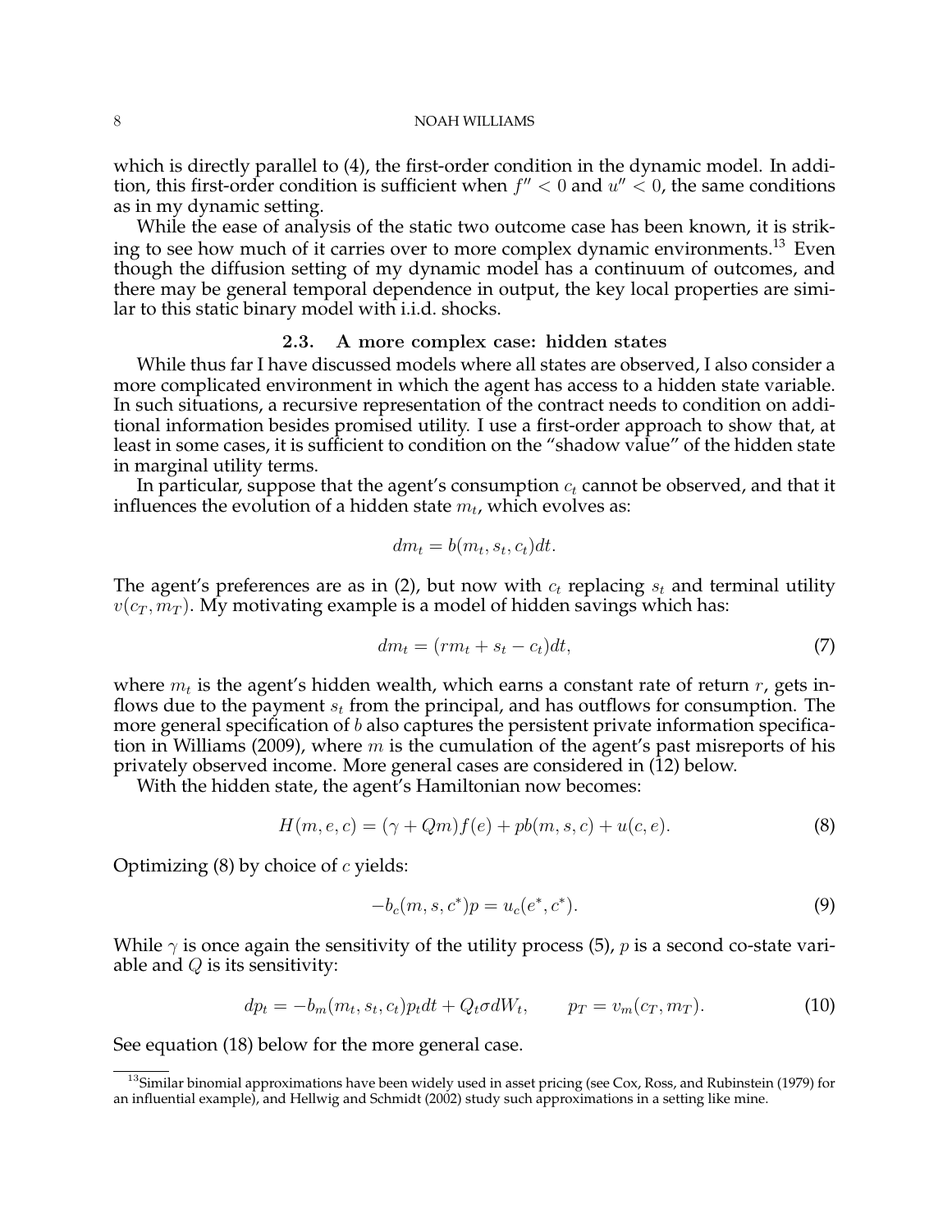which is directly parallel to (4), the first-order condition in the dynamic model. In addition, this first-order condition is sufficient when $f'' < 0$ and $u'' < 0$, the same conditions as in my dynamic setting.

While the ease of analysis of the static two outcome case has been known, it is striking to see how much of it carries over to more complex dynamic environments.[13] Even though the diffusion setting of my dynamic model has a continuum of outcomes, and there may be general temporal dependence in output, the key local properties are similar to this static binary model with i.i.d. shocks.

### 2.3. A more complex case: hidden states

While thus far I have discussed models where all states are observed, I also consider a more complicated environment in which the agent has access to a hidden state variable. In such situations, a recursive representation of the contract needs to condition on additional information besides promised utility. I use a first-order approach to show that, at least in some cases, it is sufficient to condition on the "shadow value" of the hidden state in marginal utility terms.

In particular, suppose that the agent's consumption $c_t$ cannot be observed, and that it influences the evolution of a hidden state $m_t$, which evolves as:

$$dm_t = b(m_t, s_t, c_t)dt.$$

The agent's preferences are as in (2), but now with $c_t$ replacing $s_t$ and terminal utility $v(c_T, m_T)$. My motivating example is a model of hidden savings which has:

$$dm_t = (rm_t + s_t - c_t)dt, \tag{7}$$

where $m_t$ is the agent's hidden wealth, which earns a constant rate of return $r$, gets inflows due to the payment $s_t$ from the principal, and has outflows for consumption. The more general specification of $b$ also captures the persistent private information specification in Williams (2009), where $m$ is the cumulation of the agent's past misreports of his privately observed income. More general cases are considered in (12) below.

With the hidden state, the agent's Hamiltonian now becomes:

$$H(m, e, c) = (\gamma + Qm)f(e) + pb(m, s, c) + u(c, e). \tag{8}$$

Optimizing (8) by choice of $c$ yields:

$$-b_c(m, s, c^*)p = u_c(e^*, c^*). \tag{9}$$

While $\gamma$ is once again the sensitivity of the utility process (5), $p$ is a second co-state variable and $Q$ is its sensitivity:

$$dp_t = -b_m(m_t, s_t, c_t)p_t dt + Q_t \sigma dW_t, \qquad p_T = v_m(c_T, m_T). \tag{10}$$

See equation (18) below for the more general case.

[13] Similar binomial approximations have been widely used in asset pricing (see Cox, Ross, and Rubinstein (1979) for an influential example), and Hellwig and Schmidt (2002) study such approximations in a setting like mine.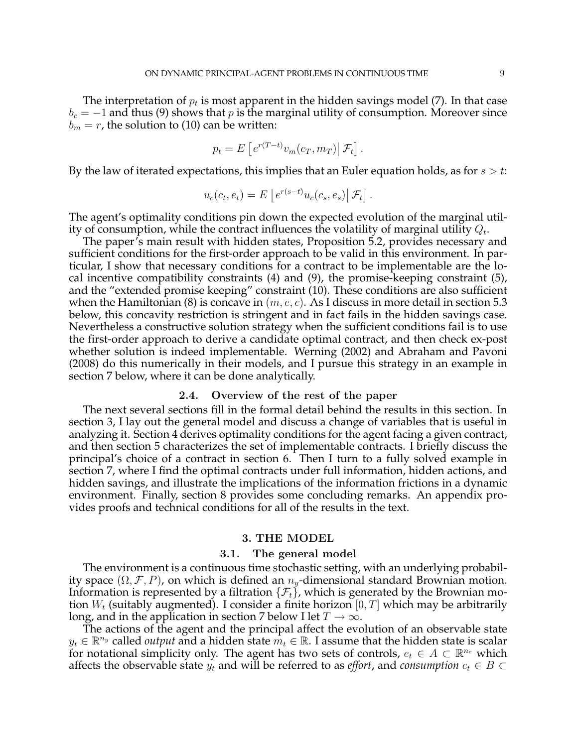The interpretation of $p_t$ is most apparent in the hidden savings model (7). In that case $b_c = -1$ and thus (9) shows that $p$ is the marginal utility of consumption. Moreover since $b_m = r$, the solution to (10) can be written:

$$p_t = E\left[ e^{r(T-t)} v_m(c_T, m_T) \middle| \mathcal{F}_t \right].$$

By the law of iterated expectations, this implies that an Euler equation holds, as for $s > t$:

$$u_c(c_t, e_t) = E\left[ e^{r(s-t)} u_c(c_s, e_s) \middle| \mathcal{F}_t \right].$$

The agent's optimality conditions pin down the expected evolution of the marginal utility of consumption, while the contract influences the volatility of marginal utility $Q_t$.

The paper's main result with hidden states, Proposition 5.2, provides necessary and sufficient conditions for the first-order approach to be valid in this environment. In particular, I show that necessary conditions for a contract to be implementable are the local incentive compatibility constraints (4) and (9), the promise-keeping constraint (5), and the "extended promise keeping" constraint (10). These conditions are also sufficient when the Hamiltonian (8) is concave in $(m, e, c)$. As I discuss in more detail in section 5.3 below, this concavity restriction is stringent and in fact fails in the hidden savings case. Nevertheless a constructive solution strategy when the sufficient conditions fail is to use the first-order approach to derive a candidate optimal contract, and then check ex-post whether solution is indeed implementable. Werning (2002) and Abraham and Pavoni (2008) do this numerically in their models, and I pursue this strategy in an example in section 7 below, where it can be done analytically.

### 2.4. Overview of the rest of the paper

The next several sections fill in the formal detail behind the results in this section. In section 3, I lay out the general model and discuss a change of variables that is useful in analyzing it. Section 4 derives optimality conditions for the agent facing a given contract, and then section 5 characterizes the set of implementable contracts. I briefly discuss the principal's choice of a contract in section 6. Then I turn to a fully solved example in section 7, where I find the optimal contracts under full information, hidden actions, and hidden savings, and illustrate the implications of the information frictions in a dynamic environment. Finally, section 8 provides some concluding remarks. An appendix provides proofs and technical conditions for all of the results in the text.

## 3. THE MODEL

### 3.1. The general model

The environment is a continuous time stochastic setting, with an underlying probability space $(\Omega, \mathcal{F}, P)$, on which is defined an $n_y$-dimensional standard Brownian motion. Information is represented by a filtration $\{\mathcal{F}_t\}$, which is generated by the Brownian motion $W_t$ (suitably augmented). I consider a finite horizon $[0, T]$ which may be arbitrarily long, and in the application in section 7 below I let $T \to \infty$.

The actions of the agent and the principal affect the evolution of an observable state $y_t \in \mathbb{R}^{n_y}$ called *output* and a hidden state $m_t \in \mathbb{R}$. I assume that the hidden state is scalar for notational simplicity only. The agent has two sets of controls, $e_t \in A \subset \mathbb{R}^{n_e}$ which affects the observable state $y_t$ and will be referred to as *effort*, and *consumption* $c_t \in B \subset$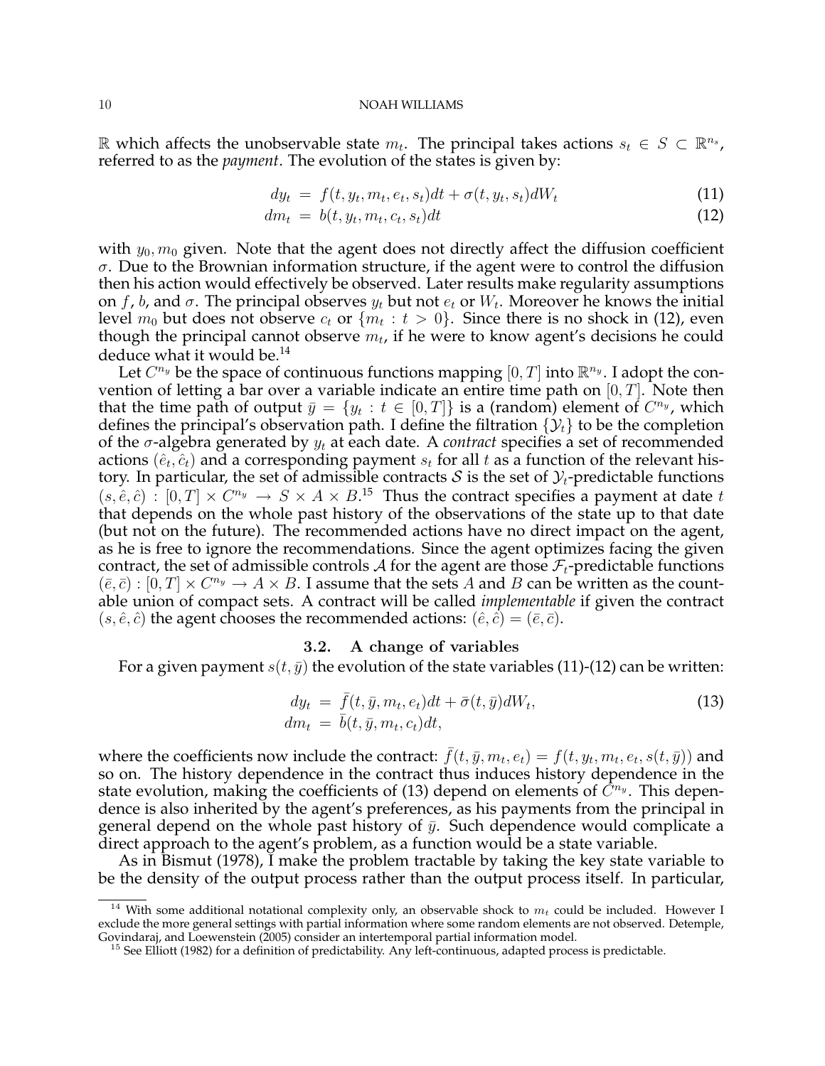$\mathbb{R}$ which affects the unobservable state $m_t$. The principal takes actions $s_t \in S \subset \mathbb{R}^{n_s}$, referred to as the *payment*. The evolution of the states is given by:

$$dy_t = f(t, y_t, m_t, e_t, s_t)dt + \sigma(t, y_t, s_t)dW_t \tag{11}$$

$$dm_t = b(t, y_t, m_t, c_t, s_t)dt \tag{12}$$

with $y_0, m_0$ given. Note that the agent does not directly affect the diffusion coefficient $\sigma$. Due to the Brownian information structure, if the agent were to control the diffusion then his action would effectively be observed. Later results make regularity assumptions on $f$, $b$, and $\sigma$. The principal observes $y_t$ but not $e_t$ or $W_t$. Moreover he knows the initial level $m_0$ but does not observe $c_t$ or $\{m_t : t > 0\}$. Since there is no shock in (12), even though the principal cannot observe $m_t$, if he were to know agent's decisions he could deduce what it would be.[14]

Let $C^{n_y}$ be the space of continuous functions mapping $[0, T]$ into $\mathbb{R}^{n_y}$. I adopt the convention of letting a bar over a variable indicate an entire time path on $[0, T]$. Note then that the time path of output $\bar{y} = \{y_t : t \in [0, T]\}$ is a (random) element of $C^{n_y}$, which defines the principal's observation path. I define the filtration $\{\mathcal{Y}_t\}$ to be the completion of the $\sigma$-algebra generated by $y_t$ at each date. A *contract* specifies a set of recommended actions $(\hat{e}_t, \hat{c}_t)$ and a corresponding payment $s_t$ for all $t$ as a function of the relevant history. In particular, the set of admissible contracts $\mathcal{S}$ is the set of $\mathcal{Y}_t$-predictable functions $(s, \hat{e}, \hat{c}) : [0, T] \times C^{n_y} \to S \times A \times B$.[15] Thus the contract specifies a payment at date $t$ that depends on the whole past history of the observations of the state up to that date (but not on the future). The recommended actions have no direct impact on the agent, as he is free to ignore the recommendations. Since the agent optimizes facing the given contract, the set of admissible controls $\mathcal{A}$ for the agent are those $\mathcal{F}_t$-predictable functions $(\bar{e}, \bar{c}) : [0, T] \times C^{n_y} \to A \times B$. I assume that the sets $A$ and $B$ can be written as the countable union of compact sets. A contract will be called *implementable* if given the contract $(s, \hat{e}, \hat{c})$ the agent chooses the recommended actions: $(\hat{e}, \hat{c}) = (\bar{e}, \bar{c})$.

### 3.2. A change of variables

For a given payment $s(t, \bar{y})$ the evolution of the state variables (11)-(12) can be written:

$$\begin{aligned} dy_t &= \bar{f}(t, \bar{y}, m_t, e_t)dt + \bar{\sigma}(t, \bar{y})dW_t, \\ dm_t &= \bar{b}(t, \bar{y}, m_t, c_t)dt, \end{aligned} \tag{13}$$

where the coefficients now include the contract: $\bar{f}(t, \bar{y}, m_t, e_t) = f(t, y_t, m_t, e_t, s(t, \bar{y}))$ and so on. The history dependence in the contract thus induces history dependence in the state evolution, making the coefficients of (13) depend on elements of $C^{n_y}$. This dependence is also inherited by the agent's preferences, as his payments from the principal in general depend on the whole past history of $\bar{y}$. Such dependence would complicate a direct approach to the agent's problem, as a function would be a state variable.

As in Bismut (1978), I make the problem tractable by taking the key state variable to be the density of the output process rather than the output process itself. In particular,

---

[14] With some additional notational complexity only, an observable shock to $m_t$ could be included. However I exclude the more general settings with partial information where some random elements are not observed. Detemple, Govindaraj, and Loewenstein (2005) consider an intertemporal partial information model.

[15] See Elliott (1982) for a definition of predictability. Any left-continuous, adapted process is predictable.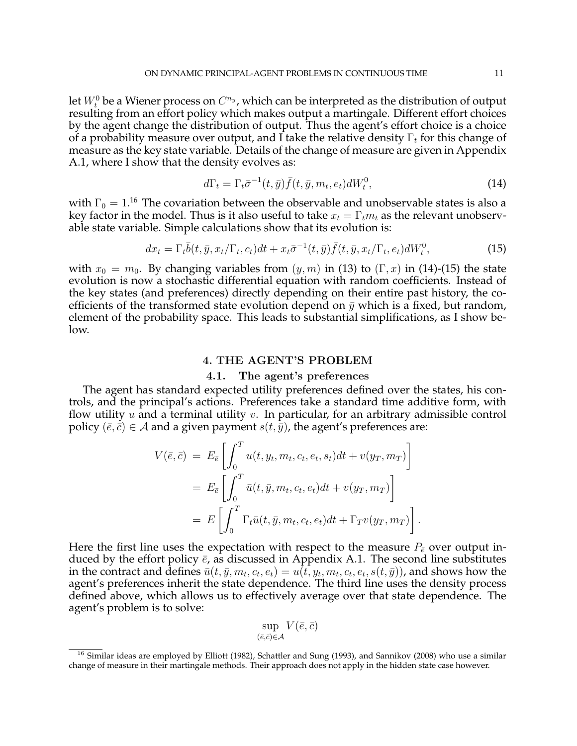let $W_t^0$ be a Wiener process on $C^{n_y}$, which can be interpreted as the distribution of output resulting from an effort policy which makes output a martingale. Different effort choices by the agent change the distribution of output. Thus the agent's effort choice is a choice of a probability measure over output, and I take the relative density $\Gamma_t$ for this change of measure as the key state variable. Details of the change of measure are given in Appendix A.1, where I show that the density evolves as:

$$d\Gamma_t = \Gamma_t \bar{\sigma}^{-1}(t, \bar{y}) \bar{f}(t, \bar{y}, m_t, e_t) dW_t^0, \tag{14}$$

with $\Gamma_0 = 1$.[16] The covariation between the observable and unobservable states is also a key factor in the model. Thus is it also useful to take $x_t = \Gamma_t m_t$ as the relevant unobservable state variable. Simple calculations show that its evolution is:

$$dx_t = \Gamma_t \bar{b}(t, \bar{y}, x_t/\Gamma_t, c_t)dt + x_t \bar{\sigma}^{-1}(t, \bar{y}) \bar{f}(t, \bar{y}, x_t/\Gamma_t, e_t) dW_t^0, \tag{15}$$

with $x_0 = m_0$. By changing variables from $(y, m)$ in (13) to $(\Gamma, x)$ in (14)-(15) the state evolution is now a stochastic differential equation with random coefficients. Instead of the key states (and preferences) directly depending on their entire past history, the coefficients of the transformed state evolution depend on $\bar{y}$ which is a fixed, but random, element of the probability space. This leads to substantial simplifications, as I show below.

## 4. THE AGENT'S PROBLEM

### 4.1. The agent's preferences

The agent has standard expected utility preferences defined over the states, his controls, and the principal's actions. Preferences take a standard time additive form, with flow utility $u$ and a terminal utility $v$. In particular, for an arbitrary admissible control policy $(\bar{e}, \bar{c}) \in \mathcal{A}$ and a given payment $s(t, \bar{y})$, the agent's preferences are:

$$\begin{aligned}
V(\bar{e}, \bar{c}) &= E_{\bar{e}} \left[ \int_0^T u(t, y_t, m_t, c_t, e_t, s_t) dt + v(y_T, m_T) \right] \\
&= E_{\bar{e}} \left[ \int_0^T \bar{u}(t, \bar{y}, m_t, c_t, e_t) dt + v(y_T, m_T) \right] \\
&= E \left[ \int_0^T \Gamma_t \bar{u}(t, \bar{y}, m_t, c_t, e_t) dt + \Gamma_T v(y_T, m_T) \right].
\end{aligned}$$

Here the first line uses the expectation with respect to the measure $P_{\bar{e}}$ over output induced by the effort policy $\bar{e}$, as discussed in Appendix A.1. The second line substitutes in the contract and defines $\bar{u}(t, \bar{y}, m_t, c_t, e_t) = u(t, y_t, m_t, c_t, e_t, s(t, \bar{y}))$, and shows how the agent's preferences inherit the state dependence. The third line uses the density process defined above, which allows us to effectively average over that state dependence. The agent's problem is to solve:

$$\sup_{(\bar{e}, \bar{c}) \in \mathcal{A}} V(\bar{e}, \bar{c})$$

[16] Similar ideas are employed by Elliott (1982), Schattler and Sung (1993), and Sannikov (2008) who use a similar change of measure in their martingale methods. Their approach does not apply in the hidden state case however.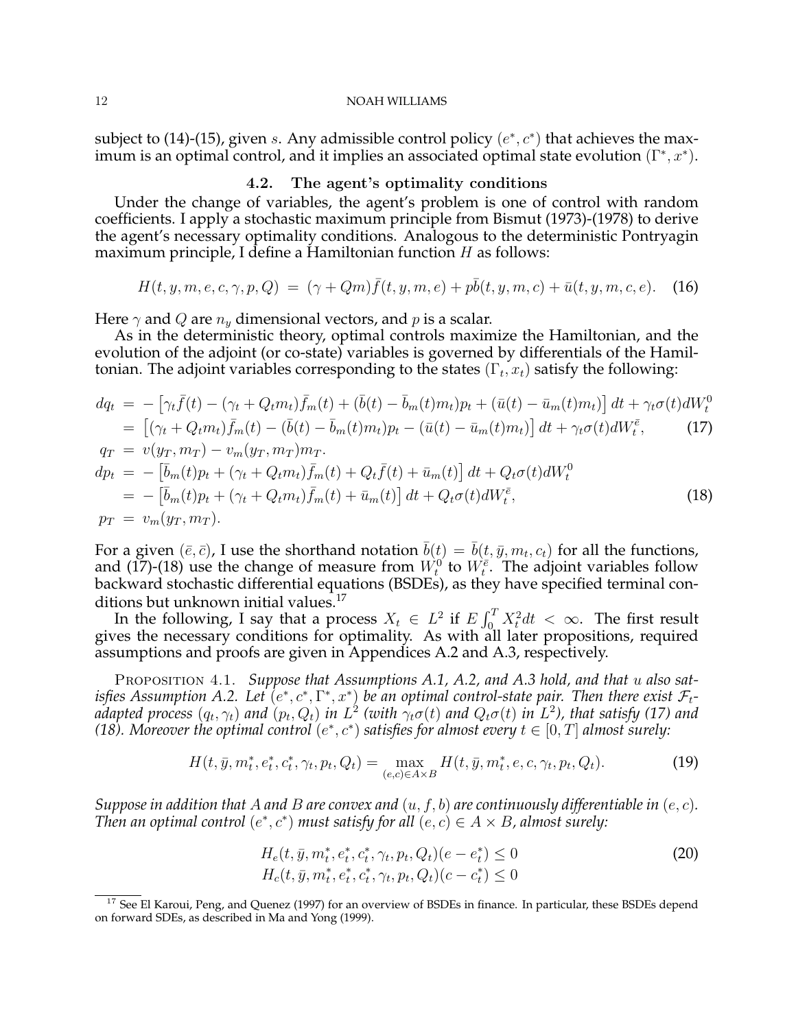subject to (14)-(15), given $s$. Any admissible control policy $(e^*, c^*)$ that achieves the maximum is an optimal control, and it implies an associated optimal state evolution $(\Gamma^*, x^*)$.

### 4.2. The agent's optimality conditions

Under the change of variables, the agent's problem is one of control with random coefficients. I apply a stochastic maximum principle from Bismut (1973)-(1978) to derive the agent's necessary optimality conditions. Analogous to the deterministic Pontryagin maximum principle, I define a Hamiltonian function $H$ as follows:

$$H(t, y, m, e, c, \gamma, p, Q) = (\gamma + Qm)\bar{f}(t, y, m, e) + p\bar{b}(t, y, m, c) + \bar{u}(t, y, m, c, e). \quad (16)$$

Here $\gamma$ and $Q$ are $n_y$ dimensional vectors, and $p$ is a scalar.

As in the deterministic theory, optimal controls maximize the Hamiltonian, and the evolution of the adjoint (or co-state) variables is governed by differentials of the Hamiltonian. The adjoint variables corresponding to the states $(\Gamma_t, x_t)$ satisfy the following:

$$\begin{aligned}
dq_t &= -\left[\gamma_t \bar{f}(t) - (\gamma_t + Q_t m_t)\bar{f}_m(t) + (\bar{b}(t) - \bar{b}_m(t)m_t)p_t + (\bar{u}(t) - \bar{u}_m(t)m_t)\right]dt + \gamma_t \sigma(t)dW_t^0 \\
&= \left[(\gamma_t + Q_t m_t)\bar{f}_m(t) - (\bar{b}(t) - \bar{b}_m(t)m_t)p_t - (\bar{u}(t) - \bar{u}_m(t)m_t)\right]dt + \gamma_t \sigma(t)dW_t^{\bar{e}}, \quad (17) \\
q_T &= v(y_T, m_T) - v_m(y_T, m_T)m_T. \\
dp_t &= -\left[\bar{b}_m(t)p_t + (\gamma_t + Q_t m_t)\bar{f}_m(t) + Q_t \bar{f}(t) + \bar{u}_m(t)\right]dt + Q_t \sigma(t)dW_t^0 \\
&= -\left[\bar{b}_m(t)p_t + (\gamma_t + Q_t m_t)\bar{f}_m(t) + \bar{u}_m(t)\right]dt + Q_t \sigma(t)dW_t^{\bar{e}}, \quad (18) \\
p_T &= v_m(y_T, m_T).
\end{aligned}$$

For a given $(\bar{e}, \bar{c})$, I use the shorthand notation $\bar{b}(t) = \bar{b}(t, \bar{y}, m_t, c_t)$ for all the functions, and (17)-(18) use the change of measure from $W_t^0$ to $W_t^{\bar{e}}$. The adjoint variables follow backward stochastic differential equations (BSDEs), as they have specified terminal conditions but unknown initial values.[17]

In the following, I say that a process $X_t \in L^2$ if $E\int_0^T X_t^2 dt < \infty$. The first result gives the necessary conditions for optimality. As with all later propositions, required assumptions and proofs are given in Appendices A.2 and A.3, respectively.

Proposition 4.1. *Suppose that Assumptions A.1, A.2, and A.3 hold, and that $u$ also satisfies Assumption A.2. Let $(e^*, c^*, \Gamma^*, x^*)$ be an optimal control-state pair. Then there exist $\mathcal{F}_t$-adapted process $(q_t, \gamma_t)$ and $(p_t, Q_t)$ in $L^2$ (with $\gamma_t\sigma(t)$ and $Q_t\sigma(t)$ in $L^2$), that satisfy (17) and (18). Moreover the optimal control $(e^*, c^*)$ satisfies for almost every $t \in [0, T]$ almost surely:*

$$H(t, \bar{y}, m_t^*, e_t^*, c_t^*, \gamma_t, p_t, Q_t) = \max_{(e,c) \in A \times B} H(t, \bar{y}, m_t^*, e, c, \gamma_t, p_t, Q_t). \quad (19)$$

*Suppose in addition that $A$ and $B$ are convex and $(u, f, b)$ are continuously differentiable in $(e, c)$. Then an optimal control $(e^*, c^*)$ must satisfy for all $(e, c) \in A \times B$, almost surely:*

$$\begin{aligned}
H_e(t, \bar{y}, m_t^*, e_t^*, c_t^*, \gamma_t, p_t, Q_t)(e - e_t^*) &\leq 0 \\
H_c(t, \bar{y}, m_t^*, e_t^*, c_t^*, \gamma_t, p_t, Q_t)(c - c_t^*) &\leq 0
\end{aligned} \quad (20)$$

[17] See El Karoui, Peng, and Quenez (1997) for an overview of BSDEs in finance. In particular, these BSDEs depend on forward SDEs, as described in Ma and Yong (1999).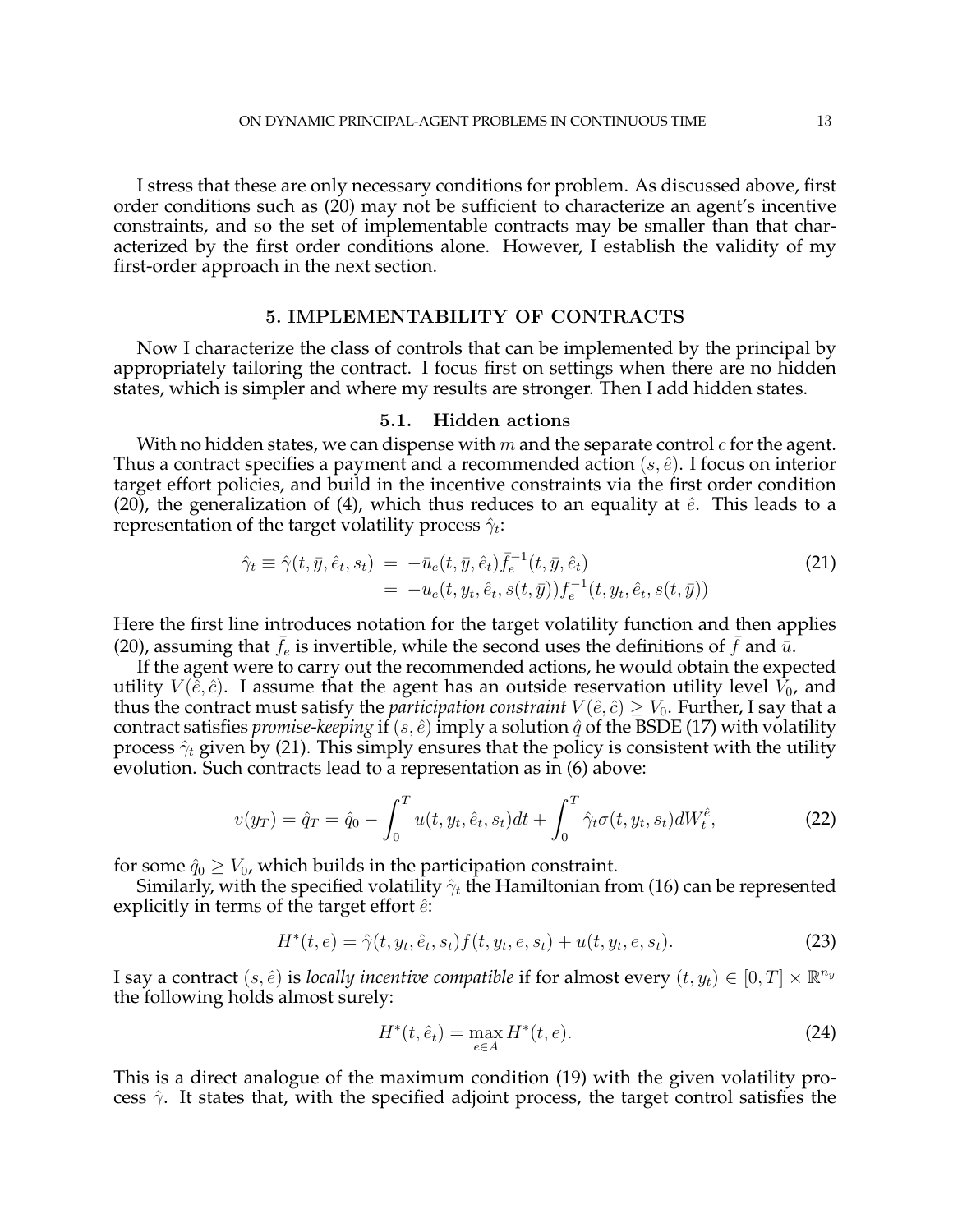I stress that these are only necessary conditions for problem. As discussed above, first order conditions such as (20) may not be sufficient to characterize an agent's incentive constraints, and so the set of implementable contracts may be smaller than that characterized by the first order conditions alone. However, I establish the validity of my first-order approach in the next section.

## 5. IMPLEMENTABILITY OF CONTRACTS

Now I characterize the class of controls that can be implemented by the principal by appropriately tailoring the contract. I focus first on settings when there are no hidden states, which is simpler and where my results are stronger. Then I add hidden states.

### 5.1. Hidden actions

With no hidden states, we can dispense with $m$ and the separate control $c$ for the agent. Thus a contract specifies a payment and a recommended action $(s, \hat{e})$. I focus on interior target effort policies, and build in the incentive constraints via the first order condition (20), the generalization of (4), which thus reduces to an equality at $\hat{e}$. This leads to a representation of the target volatility process $\hat{\gamma}_t$:

$$
\begin{aligned}
\hat{\gamma}_t \equiv \hat{\gamma}(t, \bar{y}, \hat{e}_t, s_t) &= -\bar{u}_e(t, \bar{y}, \hat{e}_t)\bar{f}_e^{-1}(t, \bar{y}, \hat{e}_t) \\
&= -u_e(t, y_t, \hat{e}_t, s(t, \bar{y}))f_e^{-1}(t, y_t, \hat{e}_t, s(t, \bar{y}))
\end{aligned}
\tag{21}
$$

Here the first line introduces notation for the target volatility function and then applies (20), assuming that $\bar{f}_e$ is invertible, while the second uses the definitions of $\bar{f}$ and $\bar{u}$.

If the agent were to carry out the recommended actions, he would obtain the expected utility $V(\hat{e}, \hat{c})$. I assume that the agent has an outside reservation utility level $V_0$, and thus the contract must satisfy the *participation constraint* $V(\hat{e}, \hat{c}) \geq V_0$. Further, I say that a contract satisfies *promise-keeping* if $(s, \hat{e})$ imply a solution $\hat{q}$ of the BSDE (17) with volatility process $\hat{\gamma}_t$ given by (21). This simply ensures that the policy is consistent with the utility evolution. Such contracts lead to a representation as in (6) above:

$$
v(y_T) = \hat{q}_T = \hat{q}_0 - \int_0^T u(t, y_t, \hat{e}_t, s_t)dt + \int_0^T \hat{\gamma}_t \sigma(t, y_t, s_t)dW_t^{\hat{e}},
\tag{22}
$$

for some $\hat{q}_0 \geq V_0$, which builds in the participation constraint.

Similarly, with the specified volatility $\hat{\gamma}_t$ the Hamiltonian from (16) can be represented explicitly in terms of the target effort $\hat{e}$:

$$
H^*(t, e) = \hat{\gamma}(t, y_t, \hat{e}_t, s_t)f(t, y_t, e, s_t) + u(t, y_t, e, s_t).
\tag{23}
$$

I say a contract $(s, \hat{e})$ is *locally incentive compatible* if for almost every $(t, y_t) \in [0, T] \times \mathbb{R}^{n_y}$ the following holds almost surely:

$$
H^*(t, \hat{e}_t) = \max_{e \in A} H^*(t, e).
\tag{24}
$$

This is a direct analogue of the maximum condition (19) with the given volatility process $\hat{\gamma}$. It states that, with the specified adjoint process, the target control satisfies the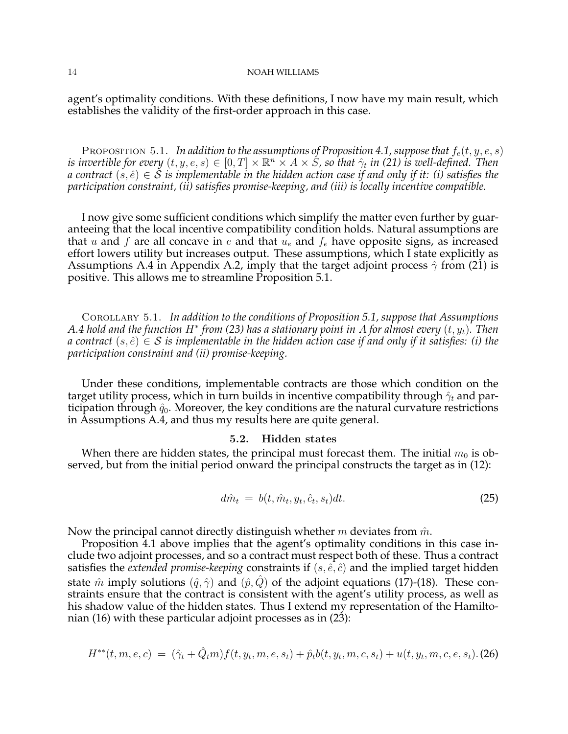agent's optimality conditions. With these definitions, I now have my main result, which establishes the validity of the first-order approach in this case.

PROPOSITION 5.1. *In addition to the assumptions of Proposition 4.1, suppose that $f_e(t, y, e, s)$ is invertible for every $(t, y, e, s) \in [0, T] \times \mathbb{R}^n \times A \times S$, so that $\hat{\gamma}_t$ in (21) is well-defined. Then a contract $(s, \hat{e}) \in \mathcal{S}$ is implementable in the hidden action case if and only if it: (i) satisfies the participation constraint, (ii) satisfies promise-keeping, and (iii) is locally incentive compatible.*

I now give some sufficient conditions which simplify the matter even further by guaranteeing that the local incentive compatibility condition holds. Natural assumptions are that $u$ and $f$ are all concave in $e$ and that $u_e$ and $f_e$ have opposite signs, as increased effort lowers utility but increases output. These assumptions, which I state explicitly as Assumptions A.4 in Appendix A.2, imply that the target adjoint process $\hat{\gamma}$ from (21) is positive. This allows me to streamline Proposition 5.1.

COROLLARY 5.1. *In addition to the conditions of Proposition 5.1, suppose that Assumptions A.4 hold and the function $H^*$ from (23) has a stationary point in $A$ for almost every $(t, y_t)$. Then a contract $(s, \hat{e}) \in \mathcal{S}$ is implementable in the hidden action case if and only if it satisfies: (i) the participation constraint and (ii) promise-keeping.*

Under these conditions, implementable contracts are those which condition on the target utility process, which in turn builds in incentive compatibility through $\hat{\gamma}_t$ and participation through $\hat{q}_0$. Moreover, the key conditions are the natural curvature restrictions in Assumptions A.4, and thus my results here are quite general.

### 5.2. Hidden states

When there are hidden states, the principal must forecast them. The initial $m_0$ is observed, but from the initial period onward the principal constructs the target as in (12):

$$d\hat{m}_t = b(t, \hat{m}_t, y_t, \hat{c}_t, s_t)dt. \tag{25}$$

Now the principal cannot directly distinguish whether $m$ deviates from $\hat{m}$.

Proposition 4.1 above implies that the agent's optimality conditions in this case include two adjoint processes, and so a contract must respect both of these. Thus a contract satisfies the *extended promise-keeping* constraints if $(s, \hat{e}, \hat{c})$ and the implied target hidden state $\hat{m}$ imply solutions $(\hat{q}, \hat{\gamma})$ and $(\hat{p}, \hat{Q})$ of the adjoint equations (17)-(18). These constraints ensure that the contract is consistent with the agent's utility process, as well as his shadow value of the hidden states. Thus I extend my representation of the Hamiltonian (16) with these particular adjoint processes as in (23):

$$H^{**}(t, m, e, c) = (\hat{\gamma}_t + \hat{Q}_t m) f(t, y_t, m, e, s_t) + \hat{p}_t b(t, y_t, m, c, s_t) + u(t, y_t, m, c, e, s_t). \tag{26}$$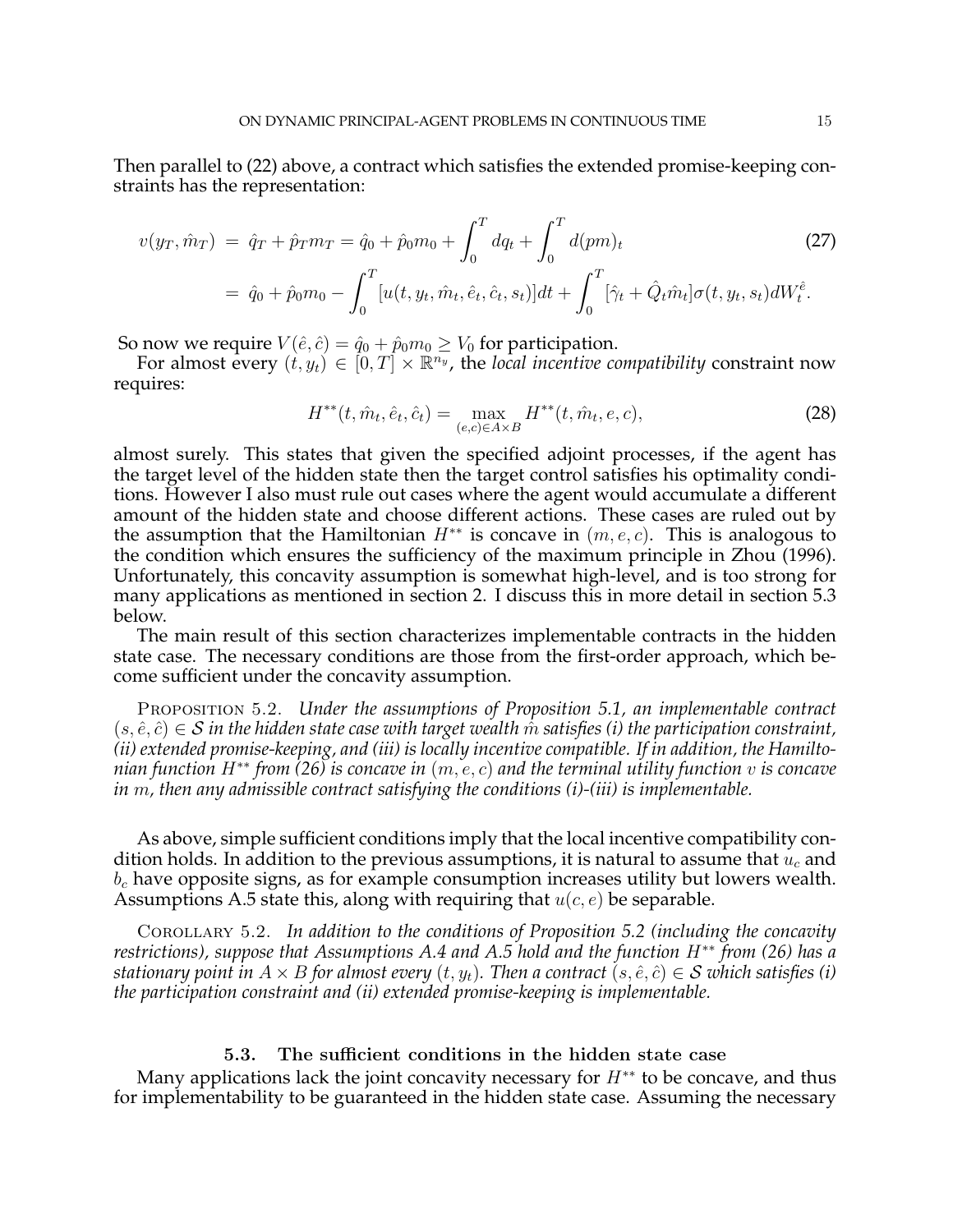Then parallel to (22) above, a contract which satisfies the extended promise-keeping constraints has the representation:

$$
\begin{aligned}
v(y_T, \hat{m}_T) &= \hat{q}_T + \hat{p}_T m_T = \hat{q}_0 + \hat{p}_0 m_0 + \int_0^T dq_t + \int_0^T d(pm)_t \\
&= \hat{q}_0 + \hat{p}_0 m_0 - \int_0^T [u(t, y_t, \hat{m}_t, \hat{e}_t, \hat{c}_t, s_t)]dt + \int_0^T [\hat{\gamma}_t + \hat{Q}_t \hat{m}_t]\sigma(t, y_t, s_t) dW_t^{\hat{e}}.
\end{aligned} \tag{27}
$$

So now we require $V(\hat{e}, \hat{c}) = \hat{q}_0 + \hat{p}_0 m_0 \geq V_0$ for participation.

For almost every $(t, y_t) \in [0, T] \times \mathbb{R}^{n_y}$, the *local incentive compatibility* constraint now requires:

$$
H^{**}(t, \hat{m}_t, \hat{e}_t, \hat{c}_t) = \max_{(e,c) \in A \times B} H^{**}(t, \hat{m}_t, e, c), \tag{28}
$$

almost surely. This states that given the specified adjoint processes, if the agent has the target level of the hidden state then the target control satisfies his optimality conditions. However I also must rule out cases where the agent would accumulate a different amount of the hidden state and choose different actions. These cases are ruled out by the assumption that the Hamiltonian $H^{**}$ is concave in $(m, e, c)$. This is analogous to the condition which ensures the sufficiency of the maximum principle in Zhou (1996). Unfortunately, this concavity assumption is somewhat high-level, and is too strong for many applications as mentioned in section 2. I discuss this in more detail in section 5.3 below.

The main result of this section characterizes implementable contracts in the hidden state case. The necessary conditions are those from the first-order approach, which become sufficient under the concavity assumption.

PROPOSITION 5.2. *Under the assumptions of Proposition 5.1, an implementable contract $(s, \hat{e}, \hat{c}) \in \mathcal{S}$ in the hidden state case with target wealth $\hat{m}$ satisfies (i) the participation constraint, (ii) extended promise-keeping, and (iii) is locally incentive compatible. If in addition, the Hamiltonian function $H^{**}$ from (26) is concave in $(m, e, c)$ and the terminal utility function $v$ is concave in $m$, then any admissible contract satisfying the conditions (i)-(iii) is implementable.*

As above, simple sufficient conditions imply that the local incentive compatibility condition holds. In addition to the previous assumptions, it is natural to assume that $u_c$ and $b_c$ have opposite signs, as for example consumption increases utility but lowers wealth. Assumptions A.5 state this, along with requiring that $u(c, e)$ be separable.

COROLLARY 5.2. *In addition to the conditions of Proposition 5.2 (including the concavity restrictions), suppose that Assumptions A.4 and A.5 hold and the function $H^{**}$ from (26) has a stationary point in $A \times B$ for almost every $(t, y_t)$. Then a contract $(s, \hat{e}, \hat{c}) \in \mathcal{S}$ which satisfies (i) the participation constraint and (ii) extended promise-keeping is implementable.*

### 5.3. The sufficient conditions in the hidden state case

Many applications lack the joint concavity necessary for $H^{**}$ to be concave, and thus for implementability to be guaranteed in the hidden state case. Assuming the necessary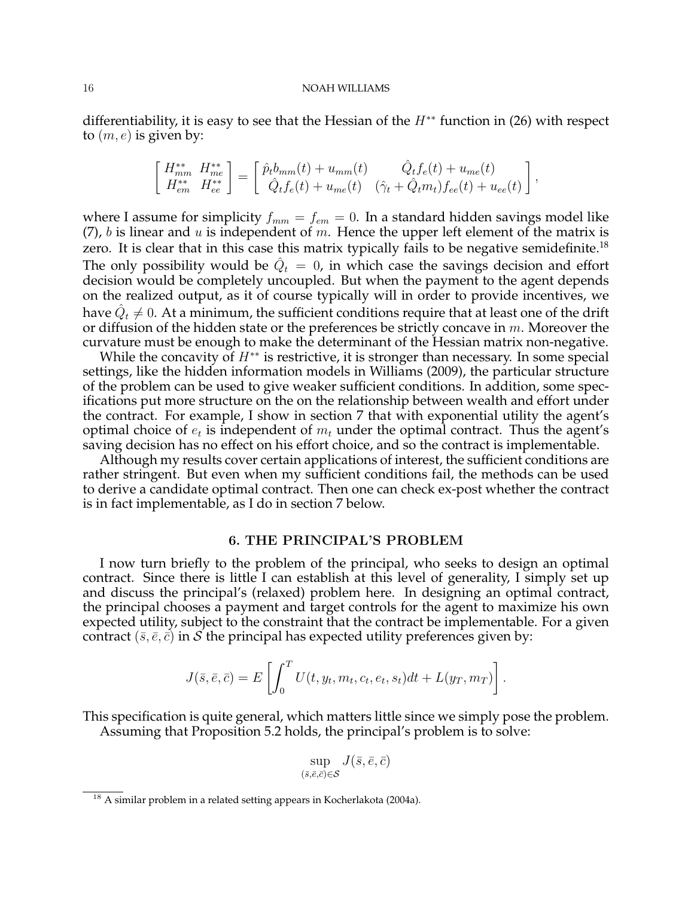differentiability, it is easy to see that the Hessian of the $H^{**}$ function in (26) with respect to $(m, e)$ is given by:

$$
\begin{bmatrix} H^{**}_{mm} & H^{**}_{me} \\ H^{**}_{em} & H^{**}_{ee} \end{bmatrix} = \begin{bmatrix} \hat{p}_t b_{mm}(t) + u_{mm}(t) & \hat{Q}_t f_e(t) + u_{me}(t) \\ \hat{Q}_t f_e(t) + u_{me}(t) & (\hat{\gamma}_t + \hat{Q}_t m_t) f_{ee}(t) + u_{ee}(t) \end{bmatrix},
$$

where I assume for simplicity $f_{mm} = f_{em} = 0$. In a standard hidden savings model like (7), $b$ is linear and $u$ is independent of $m$. Hence the upper left element of the matrix is zero. It is clear that in this case this matrix typically fails to be negative semidefinite.[18] The only possibility would be $\hat{Q}_t = 0$, in which case the savings decision and effort decision would be completely uncoupled. But when the payment to the agent depends on the realized output, as it of course typically will in order to provide incentives, we have $\hat{Q}_t \neq 0$. At a minimum, the sufficient conditions require that at least one of the drift or diffusion of the hidden state or the preferences be strictly concave in $m$. Moreover the curvature must be enough to make the determinant of the Hessian matrix non-negative.

While the concavity of $H^{**}$ is restrictive, it is stronger than necessary. In some special settings, like the hidden information models in Williams (2009), the particular structure of the problem can be used to give weaker sufficient conditions. In addition, some specifications put more structure on the on the relationship between wealth and effort under the contract. For example, I show in section 7 that with exponential utility the agent's optimal choice of $e_t$ is independent of $m_t$ under the optimal contract. Thus the agent's saving decision has no effect on his effort choice, and so the contract is implementable.

Although my results cover certain applications of interest, the sufficient conditions are rather stringent. But even when my sufficient conditions fail, the methods can be used to derive a candidate optimal contract. Then one can check ex-post whether the contract is in fact implementable, as I do in section 7 below.

## 6. THE PRINCIPAL'S PROBLEM

I now turn briefly to the problem of the principal, who seeks to design an optimal contract. Since there is little I can establish at this level of generality, I simply set up and discuss the principal's (relaxed) problem here. In designing an optimal contract, the principal chooses a payment and target controls for the agent to maximize his own expected utility, subject to the constraint that the contract be implementable. For a given contract $(\bar{s}, \bar{e}, \bar{c})$ in $\mathcal{S}$ the principal has expected utility preferences given by:

$$
J(\bar{s}, \bar{e}, \bar{c}) = E\left[\int_0^T U(t, y_t, m_t, c_t, e_t, s_t)dt + L(y_T, m_T)\right].
$$

This specification is quite general, which matters little since we simply pose the problem.

Assuming that Proposition 5.2 holds, the principal's problem is to solve:

$$
\sup_{(\bar{s}, \bar{e}, \bar{c}) \in \mathcal{S}} J(\bar{s}, \bar{e}, \bar{c})
$$

[18] A similar problem in a related setting appears in Kocherlakota (2004a).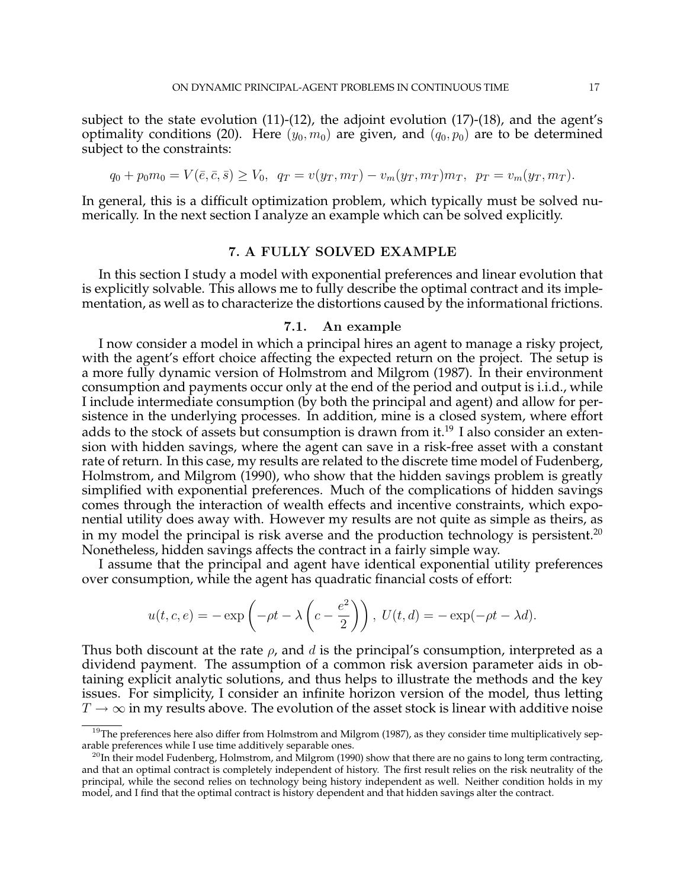subject to the state evolution (11)-(12), the adjoint evolution (17)-(18), and the agent's optimality conditions (20). Here $(y_0, m_0)$ are given, and $(q_0, p_0)$ are to be determined subject to the constraints:

$$q_0 + p_0 m_0 = V(\bar{e}, \bar{c}, \bar{s}) \geq V_0, \ \ q_T = v(y_T, m_T) - v_m(y_T, m_T)m_T, \ \ p_T = v_m(y_T, m_T).$$

In general, this is a difficult optimization problem, which typically must be solved numerically. In the next section I analyze an example which can be solved explicitly.

## 7. A FULLY SOLVED EXAMPLE

In this section I study a model with exponential preferences and linear evolution that is explicitly solvable. This allows me to fully describe the optimal contract and its implementation, as well as to characterize the distortions caused by the informational frictions.

### 7.1. An example

I now consider a model in which a principal hires an agent to manage a risky project, with the agent's effort choice affecting the expected return on the project. The setup is a more fully dynamic version of Holmstrom and Milgrom (1987). In their environment consumption and payments occur only at the end of the period and output is i.i.d., while I include intermediate consumption (by both the principal and agent) and allow for persistence in the underlying processes. In addition, mine is a closed system, where effort adds to the stock of assets but consumption is drawn from it.[19] I also consider an extension with hidden savings, where the agent can save in a risk-free asset with a constant rate of return. In this case, my results are related to the discrete time model of Fudenberg, Holmstrom, and Milgrom (1990), who show that the hidden savings problem is greatly simplified with exponential preferences. Much of the complications of hidden savings comes through the interaction of wealth effects and incentive constraints, which exponential utility does away with. However my results are not quite as simple as theirs, as in my model the principal is risk averse and the production technology is persistent.[20] Nonetheless, hidden savings affects the contract in a fairly simple way.

I assume that the principal and agent have identical exponential utility preferences over consumption, while the agent has quadratic financial costs of effort:

$$u(t, c, e) = -\exp\left(-\rho t - \lambda\left(c - \frac{e^2}{2}\right)\right), \ U(t, d) = -\exp(-\rho t - \lambda d).$$

Thus both discount at the rate $\rho$, and $d$ is the principal's consumption, interpreted as a dividend payment. The assumption of a common risk aversion parameter aids in obtaining explicit analytic solutions, and thus helps to illustrate the methods and the key issues. For simplicity, I consider an infinite horizon version of the model, thus letting $T \to \infty$ in my results above. The evolution of the asset stock is linear with additive noise

---

[19] The preferences here also differ from Holmstrom and Milgrom (1987), as they consider time multiplicatively separable preferences while I use time additively separable ones.

[20] In their model Fudenberg, Holmstrom, and Milgrom (1990) show that there are no gains to long term contracting, and that an optimal contract is completely independent of history. The first result relies on the risk neutrality of the principal, while the second relies on technology being history independent as well. Neither condition holds in my model, and I find that the optimal contract is history dependent and that hidden savings alter the contract.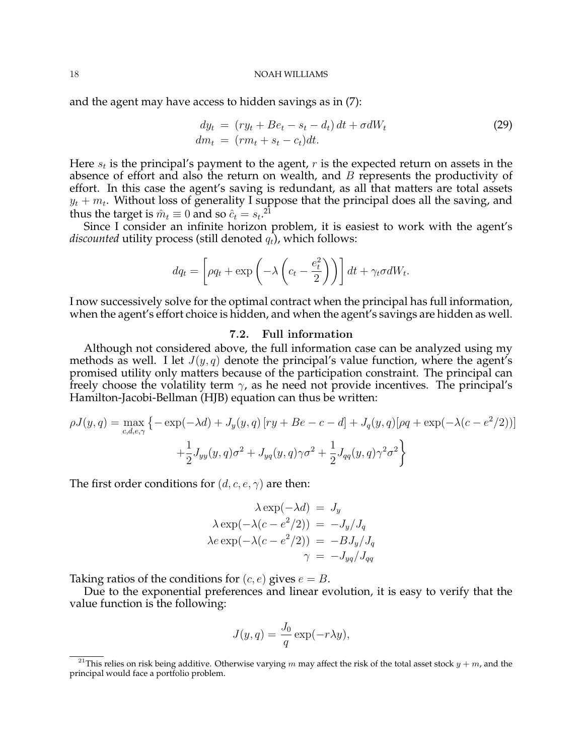and the agent may have access to hidden savings as in (7):

$$
\begin{aligned}
dy_t &= (ry_t + Be_t - s_t - d_t)\,dt + \sigma dW_t \\
dm_t &= (rm_t + s_t - c_t)dt.
\end{aligned} \tag{29}
$$

Here $s_t$ is the principal's payment to the agent, $r$ is the expected return on assets in the absence of effort and also the return on wealth, and $B$ represents the productivity of effort. In this case the agent's saving is redundant, as all that matters are total assets $y_t + m_t$. Without loss of generality I suppose that the principal does all the saving, and thus the target is $\hat{m}_t \equiv 0$ and so $\hat{c}_t = s_t$.[21]

Since I consider an infinite horizon problem, it is easiest to work with the agent's *discounted* utility process (still denoted $q_t$), which follows:

$$
dq_t = \left[\rho q_t + \exp\left(-\lambda\left(c_t - \frac{e_t^2}{2}\right)\right)\right]dt + \gamma_t \sigma dW_t.
$$

I now successively solve for the optimal contract when the principal has full information, when the agent's effort choice is hidden, and when the agent's savings are hidden as well.

### 7.2. Full information

Although not considered above, the full information case can be analyzed using my methods as well. I let $J(y,q)$ denote the principal's value function, where the agent's promised utility only matters because of the participation constraint. The principal can freely choose the volatility term $\gamma$, as he need not provide incentives. The principal's Hamilton-Jacobi-Bellman (HJB) equation can thus be written:

$$
\begin{aligned}
\rho J(y,q) = \max_{c,d,e,\gamma} \Big\{ &-\exp(-\lambda d) + J_y(y,q)\left[ry + Be - c - d\right] + J_q(y,q)[\rho q + \exp(-\lambda(c - e^2/2))] \\
&+ \frac{1}{2}J_{yy}(y,q)\sigma^2 + J_{yq}(y,q)\gamma\sigma^2 + \frac{1}{2}J_{qq}(y,q)\gamma^2\sigma^2 \Big\}
\end{aligned}
$$

The first order conditions for $(d,c,e,\gamma)$ are then:

$$
\begin{aligned}
\lambda \exp(-\lambda d) &= J_y \\
\lambda \exp(-\lambda(c - e^2/2)) &= -J_y/J_q \\
\lambda e \exp(-\lambda(c - e^2/2)) &= -BJ_y/J_q \\
\gamma &= -J_{yq}/J_{qq}
\end{aligned}
$$

Taking ratios of the conditions for $(c,e)$ gives $e = B$.

Due to the exponential preferences and linear evolution, it is easy to verify that the value function is the following:

$$
J(y,q) = \frac{J_0}{q}\exp(-r\lambda y),
$$

[21] This relies on risk being additive. Otherwise varying $m$ may affect the risk of the total asset stock $y + m$, and the principal would face a portfolio problem.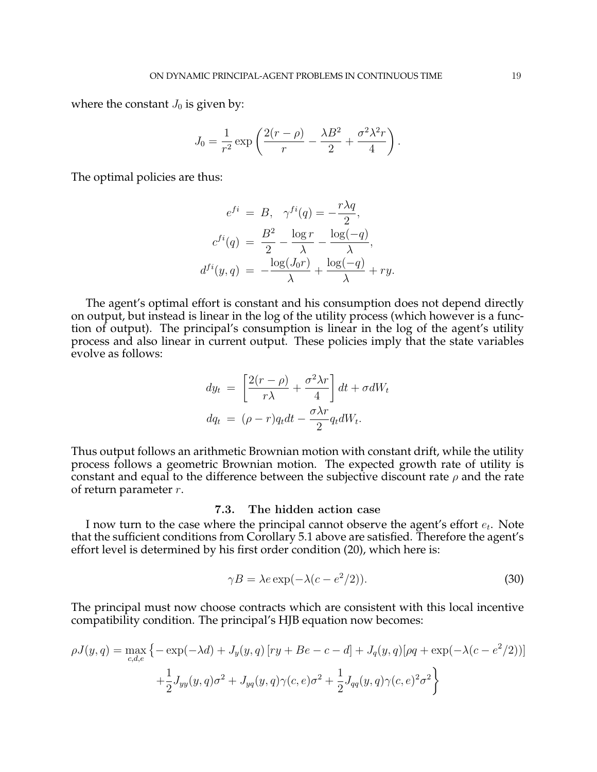where the constant $J_0$ is given by:

$$J_0 = \frac{1}{r^2} \exp\left(\frac{2(r-\rho)}{r} - \frac{\lambda B^2}{2} + \frac{\sigma^2 \lambda^2 r}{4}\right).$$

The optimal policies are thus:

$$\begin{aligned}
e^{fi} &= B, \quad \gamma^{fi}(q) = -\frac{r\lambda q}{2}, \\
c^{fi}(q) &= \frac{B^2}{2} - \frac{\log r}{\lambda} - \frac{\log(-q)}{\lambda}, \\
d^{fi}(y,q) &= -\frac{\log(J_0 r)}{\lambda} + \frac{\log(-q)}{\lambda} + ry.
\end{aligned}$$

The agent's optimal effort is constant and his consumption does not depend directly on output, but instead is linear in the log of the utility process (which however is a function of output). The principal's consumption is linear in the log of the agent's utility process and also linear in current output. These policies imply that the state variables evolve as follows:

$$\begin{aligned}
dy_t &= \left[\frac{2(r-\rho)}{r\lambda} + \frac{\sigma^2 \lambda r}{4}\right] dt + \sigma dW_t \\
dq_t &= (\rho - r) q_t dt - \frac{\sigma \lambda r}{2} q_t dW_t.
\end{aligned}$$

Thus output follows an arithmetic Brownian motion with constant drift, while the utility process follows a geometric Brownian motion. The expected growth rate of utility is constant and equal to the difference between the subjective discount rate $\rho$ and the rate of return parameter $r$.

### 7.3. The hidden action case

I now turn to the case where the principal cannot observe the agent's effort $e_t$. Note that the sufficient conditions from Corollary 5.1 above are satisfied. Therefore the agent's effort level is determined by his first order condition (20), which here is:

$$\gamma B = \lambda e \exp(-\lambda(c - e^2/2)). \tag{30}$$

The principal must now choose contracts which are consistent with this local incentive compatibility condition. The principal's HJB equation now becomes:

$$\begin{aligned}
\rho J(y,q) = \max_{c,d,e} \Big\{ &-\exp(-\lambda d) + J_y(y,q)\left[ry + Be - c - d\right] + J_q(y,q)[\rho q + \exp(-\lambda(c - e^2/2))] \\
&+ \frac{1}{2} J_{yy}(y,q)\sigma^2 + J_{yq}(y,q)\gamma(c,e)\sigma^2 + \frac{1}{2} J_{qq}(y,q)\gamma(c,e)^2\sigma^2 \Big\}
\end{aligned}$$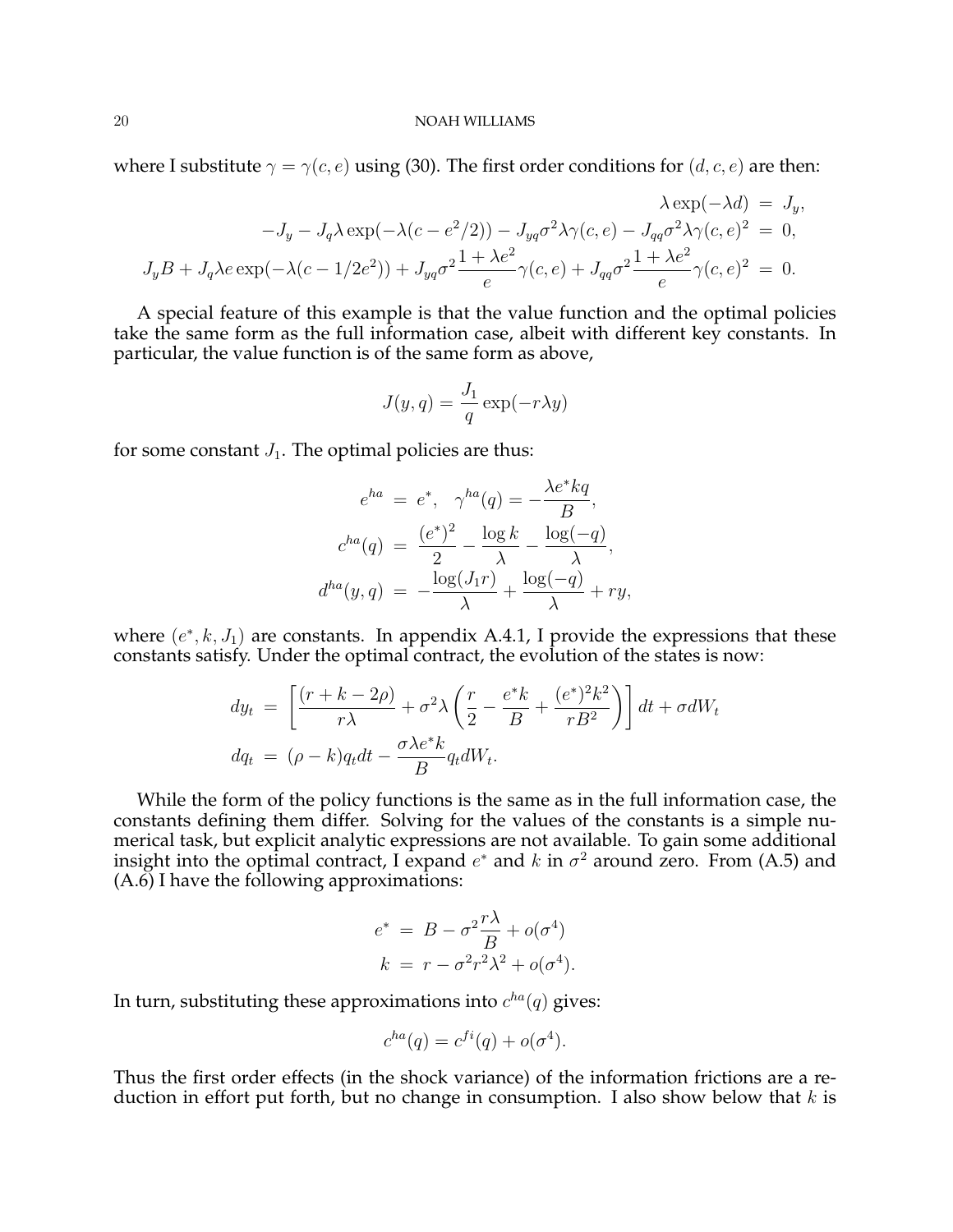where I substitute $\gamma = \gamma(c, e)$ using (30). The first order conditions for $(d, c, e)$ are then:

$$
\begin{aligned}
\lambda \exp(-\lambda d) &= J_y, \\
-J_y - J_q \lambda \exp(-\lambda(c - e^2/2)) - J_{yq}\sigma^2 \lambda \gamma(c,e) - J_{qq}\sigma^2 \lambda \gamma(c,e)^2 &= 0, \\
J_y B + J_q \lambda e \exp(-\lambda(c - 1/2e^2)) + J_{yq}\sigma^2 \frac{1+\lambda e^2}{e}\gamma(c,e) + J_{qq}\sigma^2 \frac{1+\lambda e^2}{e}\gamma(c,e)^2 &= 0.
\end{aligned}
$$

A special feature of this example is that the value function and the optimal policies take the same form as the full information case, albeit with different key constants. In particular, the value function is of the same form as above,

$$J(y, q) = \frac{J_1}{q}\exp(-r\lambda y)$$

for some constant $J_1$. The optimal policies are thus:

$$
\begin{aligned}
e^{ha} &= e^*, \quad \gamma^{ha}(q) = -\frac{\lambda e^* k q}{B}, \\
c^{ha}(q) &= \frac{(e^*)^2}{2} - \frac{\log k}{\lambda} - \frac{\log(-q)}{\lambda}, \\
d^{ha}(y, q) &= -\frac{\log(J_1 r)}{\lambda} + \frac{\log(-q)}{\lambda} + ry,
\end{aligned}
$$

where $(e^*, k, J_1)$ are constants. In appendix A.4.1, I provide the expressions that these constants satisfy. Under the optimal contract, the evolution of the states is now:

$$
\begin{aligned}
dy_t &= \left[\frac{(r + k - 2\rho)}{r\lambda} + \sigma^2 \lambda \left(\frac{r}{2} - \frac{e^* k}{B} + \frac{(e^*)^2 k^2}{rB^2}\right)\right] dt + \sigma dW_t \\
dq_t &= (\rho - k) q_t dt - \frac{\sigma \lambda e^* k}{B} q_t dW_t.
\end{aligned}
$$

While the form of the policy functions is the same as in the full information case, the constants defining them differ. Solving for the values of the constants is a simple numerical task, but explicit analytic expressions are not available. To gain some additional insight into the optimal contract, I expand $e^*$ and $k$ in $\sigma^2$ around zero. From (A.5) and (A.6) I have the following approximations:

$$
\begin{aligned}
e^* &= B - \sigma^2 \frac{r\lambda}{B} + o(\sigma^4) \\
k &= r - \sigma^2 r^2 \lambda^2 + o(\sigma^4).
\end{aligned}
$$

In turn, substituting these approximations into $c^{ha}(q)$ gives:

$$c^{ha}(q) = c^{fi}(q) + o(\sigma^4).$$

Thus the first order effects (in the shock variance) of the information frictions are a reduction in effort put forth, but no change in consumption. I also show below that $k$ is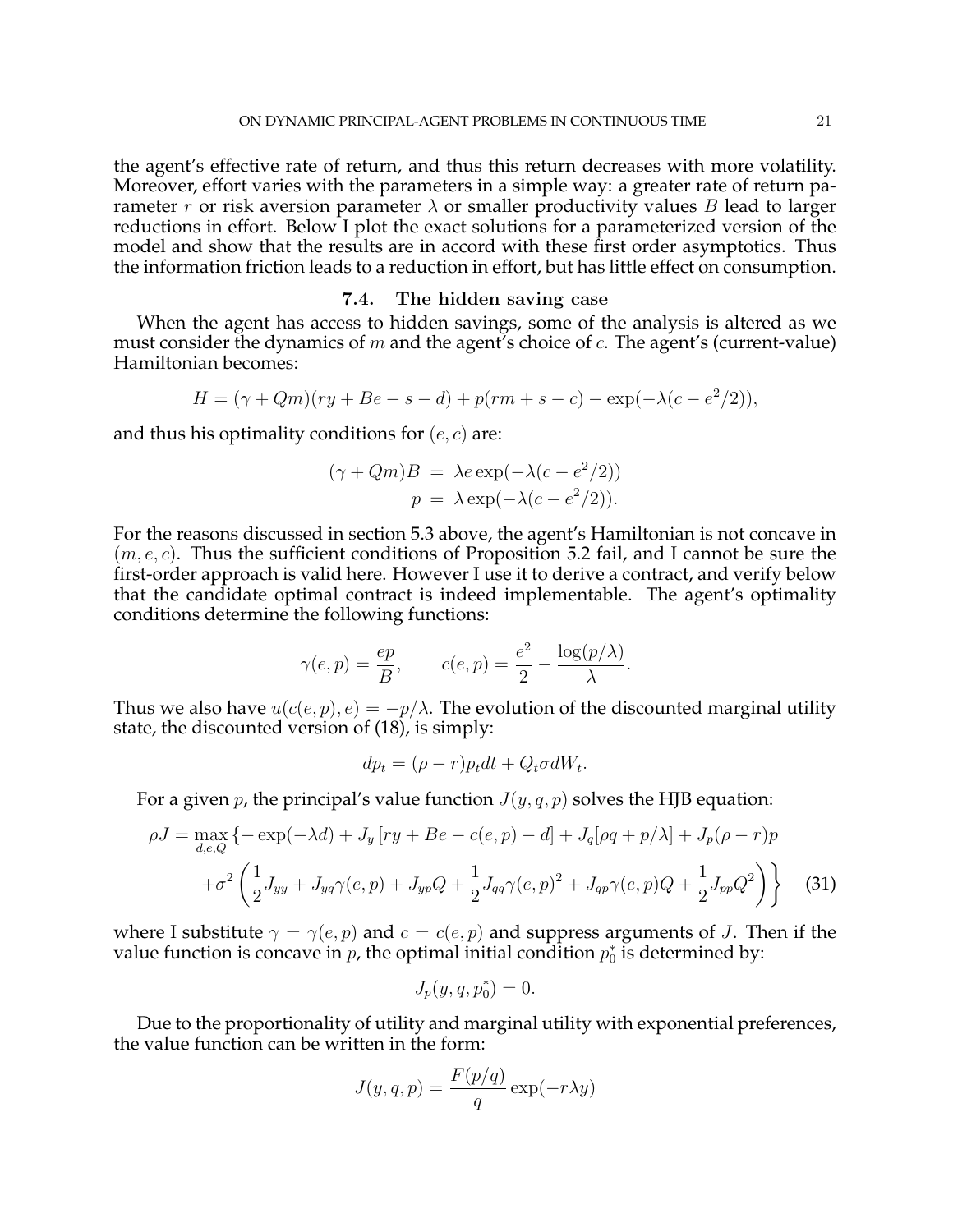the agent's effective rate of return, and thus this return decreases with more volatility. Moreover, effort varies with the parameters in a simple way: a greater rate of return parameter $r$ or risk aversion parameter $\lambda$ or smaller productivity values $B$ lead to larger reductions in effort. Below I plot the exact solutions for a parameterized version of the model and show that the results are in accord with these first order asymptotics. Thus the information friction leads to a reduction in effort, but has little effect on consumption.

### 7.4. The hidden saving case

When the agent has access to hidden savings, some of the analysis is altered as we must consider the dynamics of $m$ and the agent's choice of $c$. The agent's (current-value) Hamiltonian becomes:

$$H = (\gamma + Qm)(ry + Be - s - d) + p(rm + s - c) - \exp(-\lambda(c - e^2/2)),$$

and thus his optimality conditions for $(e, c)$ are:

$$\begin{aligned}(\gamma + Qm)B &= \lambda e \exp(-\lambda(c - e^2/2)) \\ p &= \lambda \exp(-\lambda(c - e^2/2)).\end{aligned}$$

For the reasons discussed in section 5.3 above, the agent's Hamiltonian is not concave in $(m, e, c)$. Thus the sufficient conditions of Proposition 5.2 fail, and I cannot be sure the first-order approach is valid here. However I use it to derive a contract, and verify below that the candidate optimal contract is indeed implementable. The agent's optimality conditions determine the following functions:

$$\gamma(e, p) = \frac{ep}{B}, \qquad c(e, p) = \frac{e^2}{2} - \frac{\log(p/\lambda)}{\lambda}.$$

Thus we also have $u(c(e, p), e) = -p/\lambda$. The evolution of the discounted marginal utility state, the discounted version of (18), is simply:

$$dp_t = (\rho - r)p_t dt + Q_t \sigma dW_t.$$

For a given $p$, the principal's value function $J(y, q, p)$ solves the HJB equation:

$$\begin{aligned}\rho J = \max_{d,e,Q} \{ &- \exp(-\lambda d) + J_y [ry + Be - c(e, p) - d] + J_q[\rho q + p/\lambda] + J_p(\rho - r)p \\ &+ \sigma^2 \left( \frac{1}{2} J_{yy} + J_{yq}\gamma(e, p) + J_{yp}Q + \frac{1}{2} J_{qq}\gamma(e, p)^2 + J_{qp}\gamma(e, p)Q + \frac{1}{2} J_{pp}Q^2 \right) \Bigg\} \quad (31)\end{aligned}$$

where I substitute $\gamma = \gamma(e, p)$ and $c = c(e, p)$ and suppress arguments of $J$. Then if the value function is concave in $p$, the optimal initial condition $p_0^*$ is determined by:

$$J_p(y, q, p_0^*) = 0.$$

Due to the proportionality of utility and marginal utility with exponential preferences, the value function can be written in the form:

$$J(y, q, p) = \frac{F(p/q)}{q} \exp(-r\lambda y)$$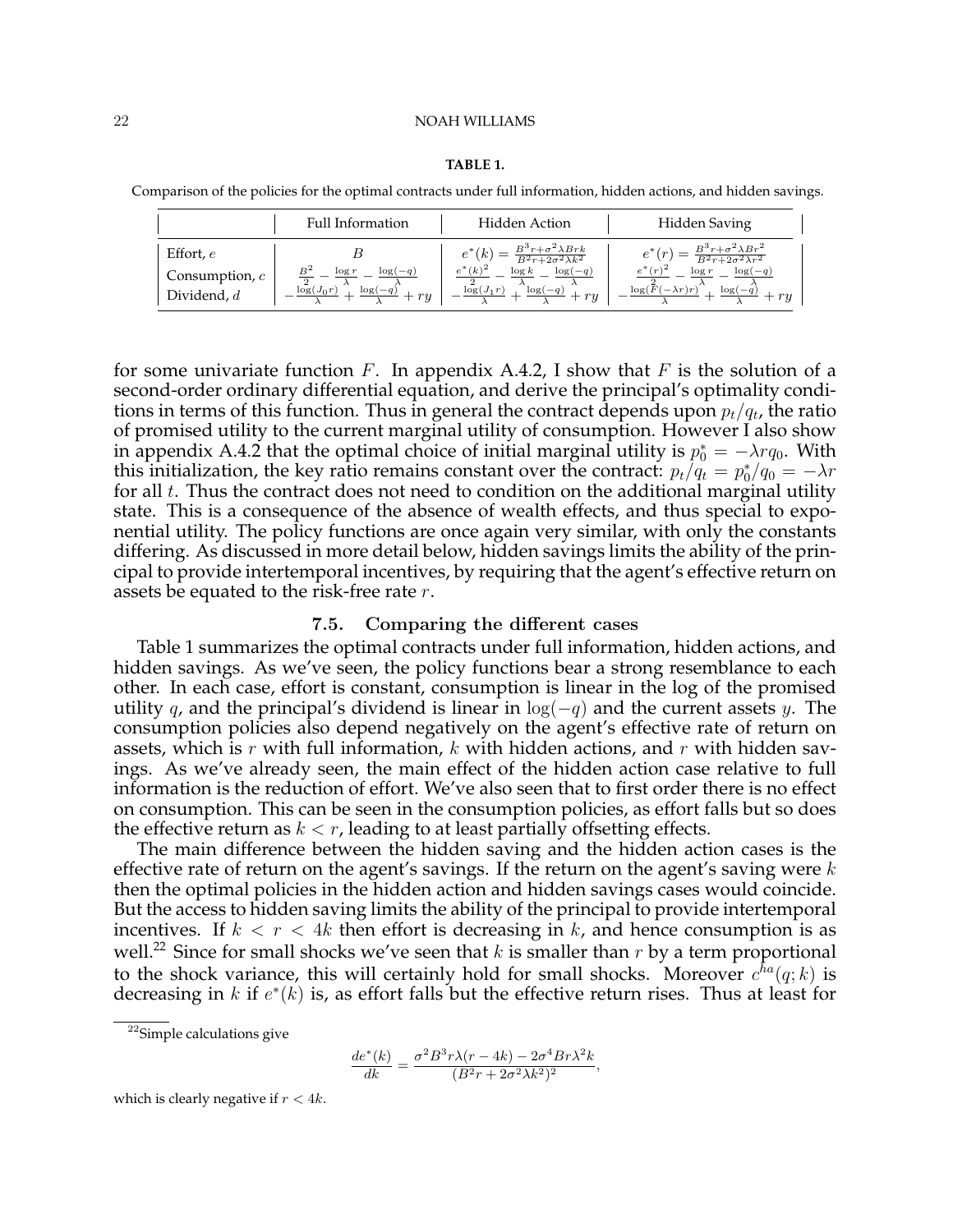**TABLE 1.**

Comparison of the policies for the optimal contracts under full information, hidden actions, and hidden savings.

| | Full Information | Hidden Action | Hidden Saving |
|---|---|---|---|
| Effort, $e$ | $B$ | $e^*(k) = \frac{B^3 r + \sigma^2 \lambda B r k}{B^2 r + 2\sigma^2 \lambda k^2}$ | $e^*(r) = \frac{B^3 r + \sigma^2 \lambda B r^2}{B^2 r + 2\sigma^2 \lambda r^2}$ |
| Consumption, $c$ | $\frac{B^2}{2} - \frac{\log r}{\lambda} - \frac{\log(-q)}{\lambda}$ | $\frac{e^*(k)^2}{2} - \frac{\log k}{\lambda} - \frac{\log(-q)}{\lambda}$ | $\frac{e^*(r)^2}{2} - \frac{\log r}{\lambda} - \frac{\log(-q)}{\lambda}$ |
| Dividend, $d$ | $-\frac{\log(J_0 r)}{\lambda} + \frac{\log(-q)}{\lambda} + ry$ | $-\frac{\log(J_1 r)}{\lambda} + \frac{\log(-q)}{\lambda} + ry$ | $-\frac{\log(F(-\lambda r) r)}{\lambda} + \frac{\log(-q)}{\lambda} + ry$ |

for some univariate function $F$. In appendix A.4.2, I show that $F$ is the solution of a second-order ordinary differential equation, and derive the principal's optimality conditions in terms of this function. Thus in general the contract depends upon $p_t/q_t$, the ratio of promised utility to the current marginal utility of consumption. However I also show in appendix A.4.2 that the optimal choice of initial marginal utility is $p_0^* = -\lambda r q_0$. With this initialization, the key ratio remains constant over the contract: $p_t/q_t = p_0^*/q_0 = -\lambda r$ for all $t$. Thus the contract does not need to condition on the additional marginal utility state. This is a consequence of the absence of wealth effects, and thus special to exponential utility. The policy functions are once again very similar, with only the constants differing. As discussed in more detail below, hidden savings limits the ability of the principal to provide intertemporal incentives, by requiring that the agent's effective return on assets be equated to the risk-free rate $r$.

### 7.5. Comparing the different cases

Table 1 summarizes the optimal contracts under full information, hidden actions, and hidden savings. As we've seen, the policy functions bear a strong resemblance to each other. In each case, effort is constant, consumption is linear in the log of the promised utility $q$, and the principal's dividend is linear in $\log(-q)$ and the current assets $y$. The consumption policies also depend negatively on the agent's effective rate of return on assets, which is $r$ with full information, $k$ with hidden actions, and $r$ with hidden savings. As we've already seen, the main effect of the hidden action case relative to full information is the reduction of effort. We've also seen that to first order there is no effect on consumption. This can be seen in the consumption policies, as effort falls but so does the effective return as $k < r$, leading to at least partially offsetting effects.

The main difference between the hidden saving and the hidden action cases is the effective rate of return on the agent's savings. If the return on the agent's saving were $k$ then the optimal policies in the hidden action and hidden savings cases would coincide. But the access to hidden saving limits the ability of the principal to provide intertemporal incentives. If $k < r < 4k$ then effort is decreasing in $k$, and hence consumption is as well.[22] Since for small shocks we've seen that $k$ is smaller than $r$ by a term proportional to the shock variance, this will certainly hold for small shocks. Moreover $c^{ha}(q;k)$ is decreasing in $k$ if $e^*(k)$ is, as effort falls but the effective return rises. Thus at least for

[22] Simple calculations give

$$\frac{de^*(k)}{dk} = \frac{\sigma^2 B^3 r \lambda (r - 4k) - 2\sigma^4 B r \lambda^2 k}{(B^2 r + 2\sigma^2 \lambda k^2)^2},$$

which is clearly negative if $r < 4k$.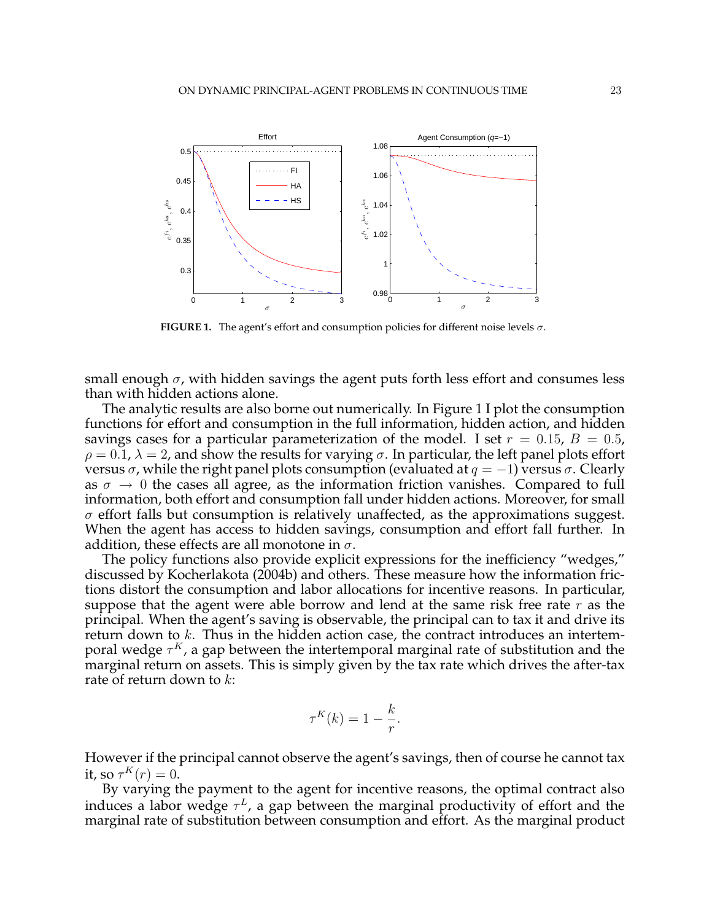**FIGURE 1.** The agent's effort and consumption policies for different noise levels $\sigma$.

small enough $\sigma$, with hidden savings the agent puts forth less effort and consumes less than with hidden actions alone.

The analytic results are also borne out numerically. In Figure 1 I plot the consumption functions for effort and consumption in the full information, hidden action, and hidden savings cases for a particular parameterization of the model. I set $r = 0.15$, $B = 0.5$, $\rho = 0.1$, $\lambda = 2$, and show the results for varying $\sigma$. In particular, the left panel plots effort versus $\sigma$, while the right panel plots consumption (evaluated at $q = -1$) versus $\sigma$. Clearly as $\sigma \to 0$ the cases all agree, as the information friction vanishes. Compared to full information, both effort and consumption fall under hidden actions. Moreover, for small $\sigma$ effort falls but consumption is relatively unaffected, as the approximations suggest. When the agent has access to hidden savings, consumption and effort fall further. In addition, these effects are all monotone in $\sigma$.

The policy functions also provide explicit expressions for the inefficiency "wedges," discussed by Kocherlakota (2004b) and others. These measure how the information frictions distort the consumption and labor allocations for incentive reasons. In particular, suppose that the agent were able borrow and lend at the same risk free rate $r$ as the principal. When the agent's saving is observable, the principal can to tax it and drive its return down to $k$. Thus in the hidden action case, the contract introduces an intertemporal wedge $\tau^K$, a gap between the intertemporal marginal rate of substitution and the marginal return on assets. This is simply given by the tax rate which drives the after-tax rate of return down to $k$:

$$\tau^K(k) = 1 - \frac{k}{r}.$$

However if the principal cannot observe the agent's savings, then of course he cannot tax it, so $\tau^K(r) = 0$.

By varying the payment to the agent for incentive reasons, the optimal contract also induces a labor wedge $\tau^L$, a gap between the marginal productivity of effort and the marginal rate of substitution between consumption and effort. As the marginal product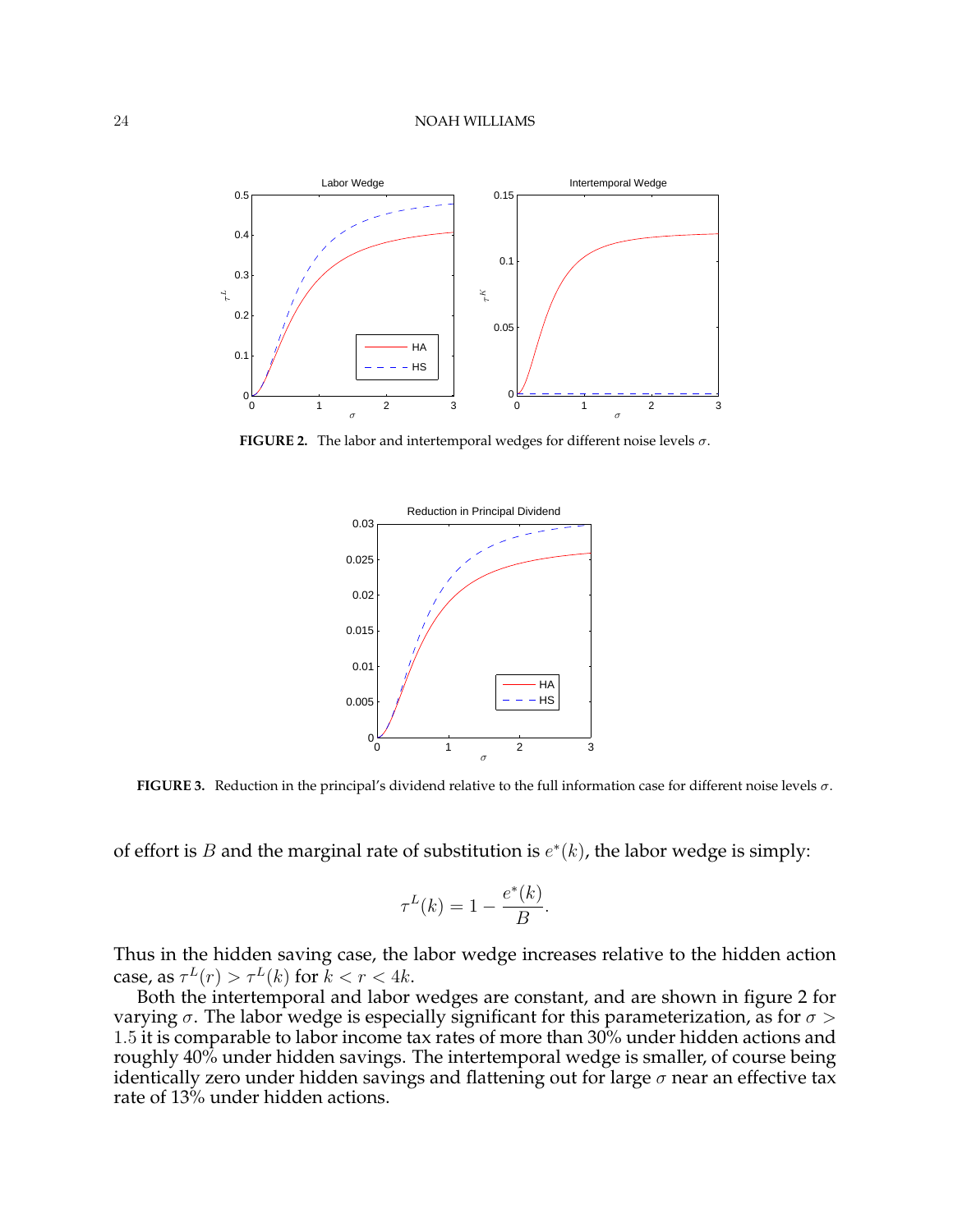FIGURE 2. The labor and intertemporal wedges for different noise levels $\sigma$.

FIGURE 3. Reduction in the principal's dividend relative to the full information case for different noise levels $\sigma$.

of effort is $B$ and the marginal rate of substitution is $e^*(k)$, the labor wedge is simply:

$$\tau^L(k) = 1 - \frac{e^*(k)}{B}.$$

Thus in the hidden saving case, the labor wedge increases relative to the hidden action case, as $\tau^L(r) > \tau^L(k)$ for $k < r < 4k$.

Both the intertemporal and labor wedges are constant, and are shown in figure 2 for varying $\sigma$. The labor wedge is especially significant for this parameterization, as for $\sigma > 1.5$ it is comparable to labor income tax rates of more than 30% under hidden actions and roughly 40% under hidden savings. The intertemporal wedge is smaller, of course being identically zero under hidden savings and flattening out for large $\sigma$ near an effective tax rate of 13% under hidden actions.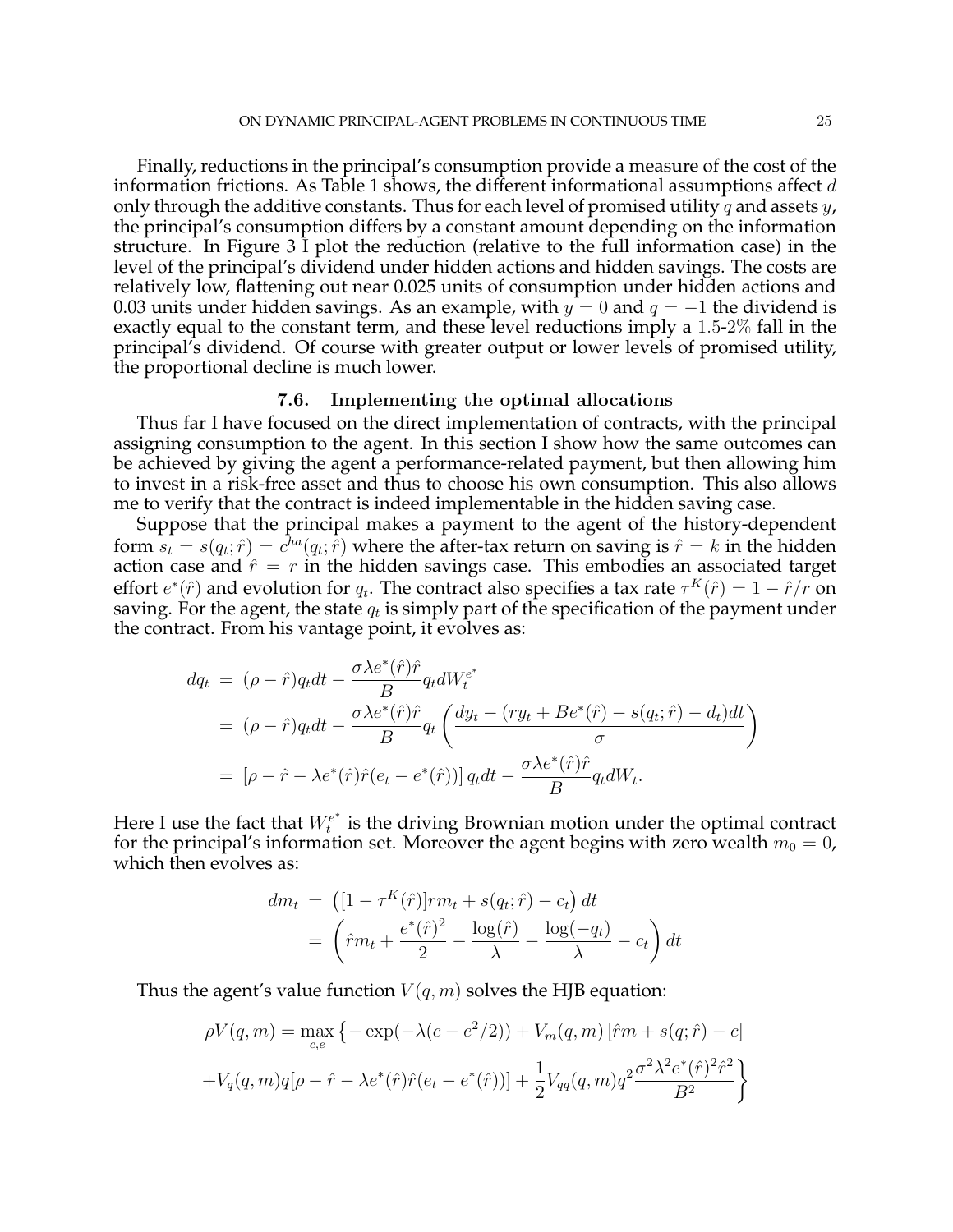Finally, reductions in the principal's consumption provide a measure of the cost of the information frictions. As Table 1 shows, the different informational assumptions affect $d$ only through the additive constants. Thus for each level of promised utility $q$ and assets $y$, the principal's consumption differs by a constant amount depending on the information structure. In Figure 3 I plot the reduction (relative to the full information case) in the level of the principal's dividend under hidden actions and hidden savings. The costs are relatively low, flattening out near 0.025 units of consumption under hidden actions and 0.03 units under hidden savings. As an example, with $y = 0$ and $q = -1$ the dividend is exactly equal to the constant term, and these level reductions imply a 1.5-2% fall in the principal's dividend. Of course with greater output or lower levels of promised utility, the proportional decline is much lower.

### 7.6. Implementing the optimal allocations

Thus far I have focused on the direct implementation of contracts, with the principal assigning consumption to the agent. In this section I show how the same outcomes can be achieved by giving the agent a performance-related payment, but then allowing him to invest in a risk-free asset and thus to choose his own consumption. This also allows me to verify that the contract is indeed implementable in the hidden saving case.

Suppose that the principal makes a payment to the agent of the history-dependent form $s_t = s(q_t; \hat{r}) = c^{ha}(q_t; \hat{r})$ where the after-tax return on saving is $\hat{r} = k$ in the hidden action case and $\hat{r} = r$ in the hidden savings case. This embodies an associated target effort $e^*(\hat{r})$ and evolution for $q_t$. The contract also specifies a tax rate $\tau^K(\hat{r}) = 1 - \hat{r}/r$ on saving. For the agent, the state $q_t$ is simply part of the specification of the payment under the contract. From his vantage point, it evolves as:

$$
\begin{aligned}
dq_t &= (\rho - \hat{r})q_t dt - \frac{\sigma \lambda e^*(\hat{r})\hat{r}}{B} q_t dW_t^{e^*} \\
&= (\rho - \hat{r})q_t dt - \frac{\sigma \lambda e^*(\hat{r})\hat{r}}{B} q_t \left( \frac{dy_t - (ry_t + Be^*(\hat{r}) - s(q_t;\hat{r}) - d_t)dt}{\sigma} \right) \\
&= \left[\rho - \hat{r} - \lambda e^*(\hat{r})\hat{r}(e_t - e^*(\hat{r}))\right] q_t dt - \frac{\sigma \lambda e^*(\hat{r})\hat{r}}{B} q_t dW_t.
\end{aligned}
$$

Here I use the fact that $W_t^{e^*}$ is the driving Brownian motion under the optimal contract for the principal's information set. Moreover the agent begins with zero wealth $m_0 = 0$, which then evolves as:

$$
\begin{aligned}
dm_t &= \left( [1 - \tau^K(\hat{r})] r m_t + s(q_t; \hat{r}) - c_t \right) dt \\
&= \left( \hat{r} m_t + \frac{e^*(\hat{r})^2}{2} - \frac{\log(\hat{r})}{\lambda} - \frac{\log(-q_t)}{\lambda} - c_t \right) dt
\end{aligned}
$$

Thus the agent's value function $V(q, m)$ solves the HJB equation:

$$
\begin{aligned}
\rho V(q,m) = \max_{c,e} \Big\{ &- \exp(-\lambda(c - e^2/2)) + V_m(q,m)\left[\hat{r}m + s(q;\hat{r}) - c\right] \\
&+ V_q(q,m)q[\rho - \hat{r} - \lambda e^*(\hat{r})\hat{r}(e_t - e^*(\hat{r}))] + \frac{1}{2} V_{qq}(q,m) q^2 \frac{\sigma^2 \lambda^2 e^*(\hat{r})^2 \hat{r}^2}{B^2} \Big\}
\end{aligned}
$$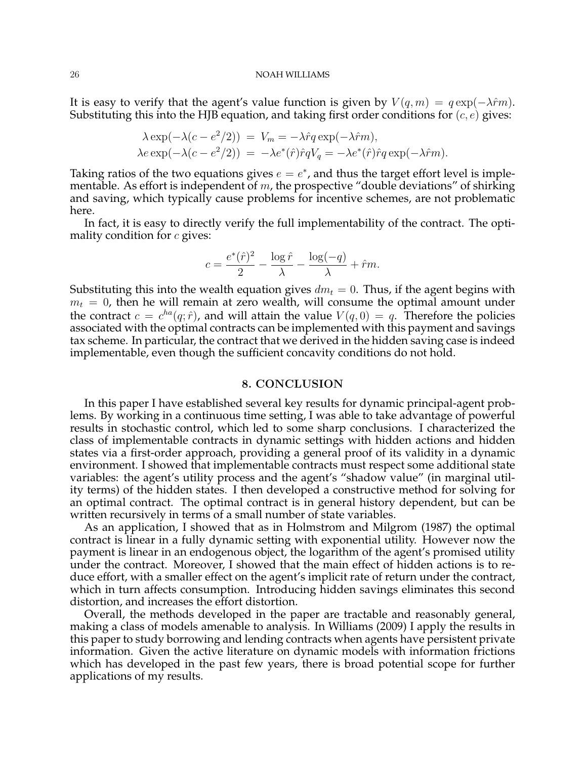It is easy to verify that the agent's value function is given by $V(q, m) = q \exp(-\lambda \hat{r} m)$. Substituting this into the HJB equation, and taking first order conditions for $(c, e)$ gives:

$$\lambda \exp(-\lambda(c - e^2/2)) = V_m = -\lambda \hat{r} q \exp(-\lambda \hat{r} m),$$
$$\lambda e \exp(-\lambda(c - e^2/2)) = -\lambda e^*(\hat{r})\hat{r} q V_q = -\lambda e^*(\hat{r})\hat{r} q \exp(-\lambda \hat{r} m).$$

Taking ratios of the two equations gives $e = e^*$, and thus the target effort level is implementable. As effort is independent of $m$, the prospective "double deviations" of shirking and saving, which typically cause problems for incentive schemes, are not problematic here.

In fact, it is easy to directly verify the full implementability of the contract. The optimality condition for $c$ gives:

$$c = \frac{e^*(\hat{r})^2}{2} - \frac{\log \hat{r}}{\lambda} - \frac{\log(-q)}{\lambda} + \hat{r} m.$$

Substituting this into the wealth equation gives $dm_t = 0$. Thus, if the agent begins with $m_t = 0$, then he will remain at zero wealth, will consume the optimal amount under the contract $c = c^{ha}(q; \hat{r})$, and will attain the value $V(q, 0) = q$. Therefore the policies associated with the optimal contracts can be implemented with this payment and savings tax scheme. In particular, the contract that we derived in the hidden saving case is indeed implementable, even though the sufficient concavity conditions do not hold.

## 8. CONCLUSION

In this paper I have established several key results for dynamic principal-agent problems. By working in a continuous time setting, I was able to take advantage of powerful results in stochastic control, which led to some sharp conclusions. I characterized the class of implementable contracts in dynamic settings with hidden actions and hidden states via a first-order approach, providing a general proof of its validity in a dynamic environment. I showed that implementable contracts must respect some additional state variables: the agent's utility process and the agent's "shadow value" (in marginal utility terms) of the hidden states. I then developed a constructive method for solving for an optimal contract. The optimal contract is in general history dependent, but can be written recursively in terms of a small number of state variables.

As an application, I showed that as in Holmstrom and Milgrom (1987) the optimal contract is linear in a fully dynamic setting with exponential utility. However now the payment is linear in an endogenous object, the logarithm of the agent's promised utility under the contract. Moreover, I showed that the main effect of hidden actions is to reduce effort, with a smaller effect on the agent's implicit rate of return under the contract, which in turn affects consumption. Introducing hidden savings eliminates this second distortion, and increases the effort distortion.

Overall, the methods developed in the paper are tractable and reasonably general, making a class of models amenable to analysis. In Williams (2009) I apply the results in this paper to study borrowing and lending contracts when agents have persistent private information. Given the active literature on dynamic models with information frictions which has developed in the past few years, there is broad potential scope for further applications of my results.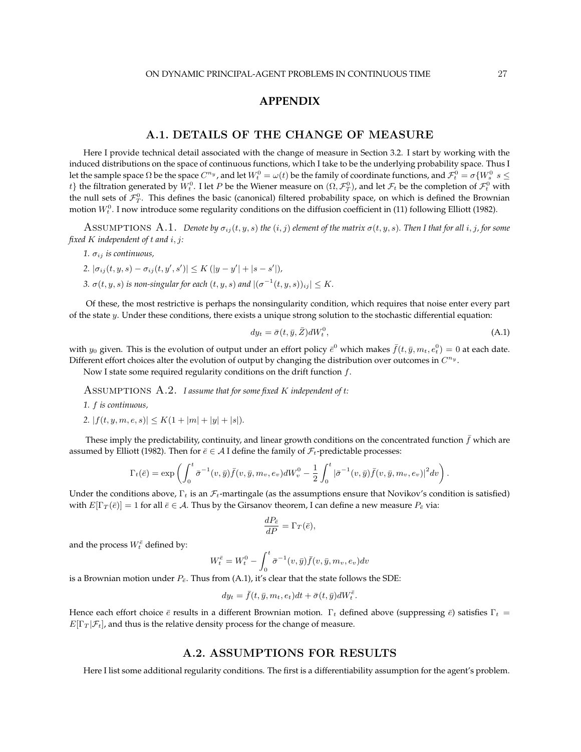# APPENDIX

## A.1. DETAILS OF THE CHANGE OF MEASURE

Here I provide technical detail associated with the change of measure in Section 3.2. I start by working with the induced distributions on the space of continuous functions, which I take to be the underlying probability space. Thus I let the sample space $\Omega$ be the space $C^{n_y}$, and let $W^0_t = \omega(t)$ be the family of coordinate functions, and $\mathcal{F}^0_t = \sigma\{W^0_s \; s \leq t\}$ the filtration generated by $W^0_t$. I let $P$ be the Wiener measure on $(\Omega, \mathcal{F}^0_T)$, and let $\mathcal{F}_t$ be the completion of $\mathcal{F}^0_t$ with the null sets of $\mathcal{F}^0_T$. This defines the basic (canonical) filtered probability space, on which is defined the Brownian motion $W^0_t$. I now introduce some regularity conditions on the diffusion coefficient in (11) following Elliott (1982).

ASSUMPTIONS A.1. *Denote by $\sigma_{ij}(t, y, s)$ the $(i, j)$ element of the matrix $\sigma(t, y, s)$. Then I that for all $i, j$, for some fixed $K$ independent of $t$ and $i, j$:*

1. *$\sigma_{ij}$ is continuous,*
2. *$|\sigma_{ij}(t, y, s) - \sigma_{ij}(t, y', s')| \leq K(|y - y'| + |s - s'|)$,*
3. *$\sigma(t, y, s)$ is non-singular for each $(t, y, s)$ and $|(\sigma^{-1}(t, y, s))_{ij}| \leq K$.*

Of these, the most restrictive is perhaps the nonsingularity condition, which requires that noise enter every part of the state $y$. Under these conditions, there exists a unique strong solution to the stochastic differential equation:

$$dy_t = \bar{\sigma}(t, \bar{y}, \bar{Z})dW^0_t, \tag{A.1}$$

with $y_0$ given. This is the evolution of output under an effort policy $\bar{e}^0$ which makes $\bar{f}(t, \bar{y}, m_t, e^0_t) = 0$ at each date. Different effort choices alter the evolution of output by changing the distribution over outcomes in $C^{n_y}$.

Now I state some required regularity conditions on the drift function $f$.

ASSUMPTIONS A.2. *I assume that for some fixed $K$ independent of $t$:*

1. *$f$ is continuous,*
2. *$|f(t, y, m, e, s)| \leq K(1 + |m| + |y| + |s|)$.*

These imply the predictability, continuity, and linear growth conditions on the concentrated function $\bar{f}$ which are assumed by Elliott (1982). Then for $\bar{e} \in \mathcal{A}$ I define the family of $\mathcal{F}_t$-predictable processes:

$$\Gamma_t(\bar{e}) = \exp\left(\int_0^t \bar{\sigma}^{-1}(v, \bar{y})\bar{f}(v, \bar{y}, m_v, e_v)dW^0_v - \frac{1}{2}\int_0^t |\bar{\sigma}^{-1}(v, \bar{y})\bar{f}(v, \bar{y}, m_v, e_v)|^2 dv\right).$$

Under the conditions above, $\Gamma_t$ is an $\mathcal{F}_t$-martingale (as the assumptions ensure that Novikov's condition is satisfied) with $E[\Gamma_T(\bar{e})] = 1$ for all $\bar{e} \in \mathcal{A}$. Thus by the Girsanov theorem, I can define a new measure $P_{\bar{e}}$ via:

$$\frac{dP_{\bar{e}}}{dP} = \Gamma_T(\bar{e}),$$

and the process $W^{\bar{e}}_t$ defined by:

$$W^{\bar{e}}_t = W^0_t - \int_0^t \bar{\sigma}^{-1}(v, \bar{y})\bar{f}(v, \bar{y}, m_v, e_v)dv$$

is a Brownian motion under $P_{\bar{e}}$. Thus from (A.1), it's clear that the state follows the SDE:

$$dy_t = \bar{f}(t, \bar{y}, m_t, e_t)dt + \bar{\sigma}(t, \bar{y})dW^{\bar{e}}_t.$$

Hence each effort choice $\bar{e}$ results in a different Brownian motion. $\Gamma_t$ defined above (suppressing $\bar{e}$) satisfies $\Gamma_t = E[\Gamma_T|\mathcal{F}_t]$, and thus is the relative density process for the change of measure.

## A.2. ASSUMPTIONS FOR RESULTS

Here I list some additional regularity conditions. The first is a differentiability assumption for the agent's problem.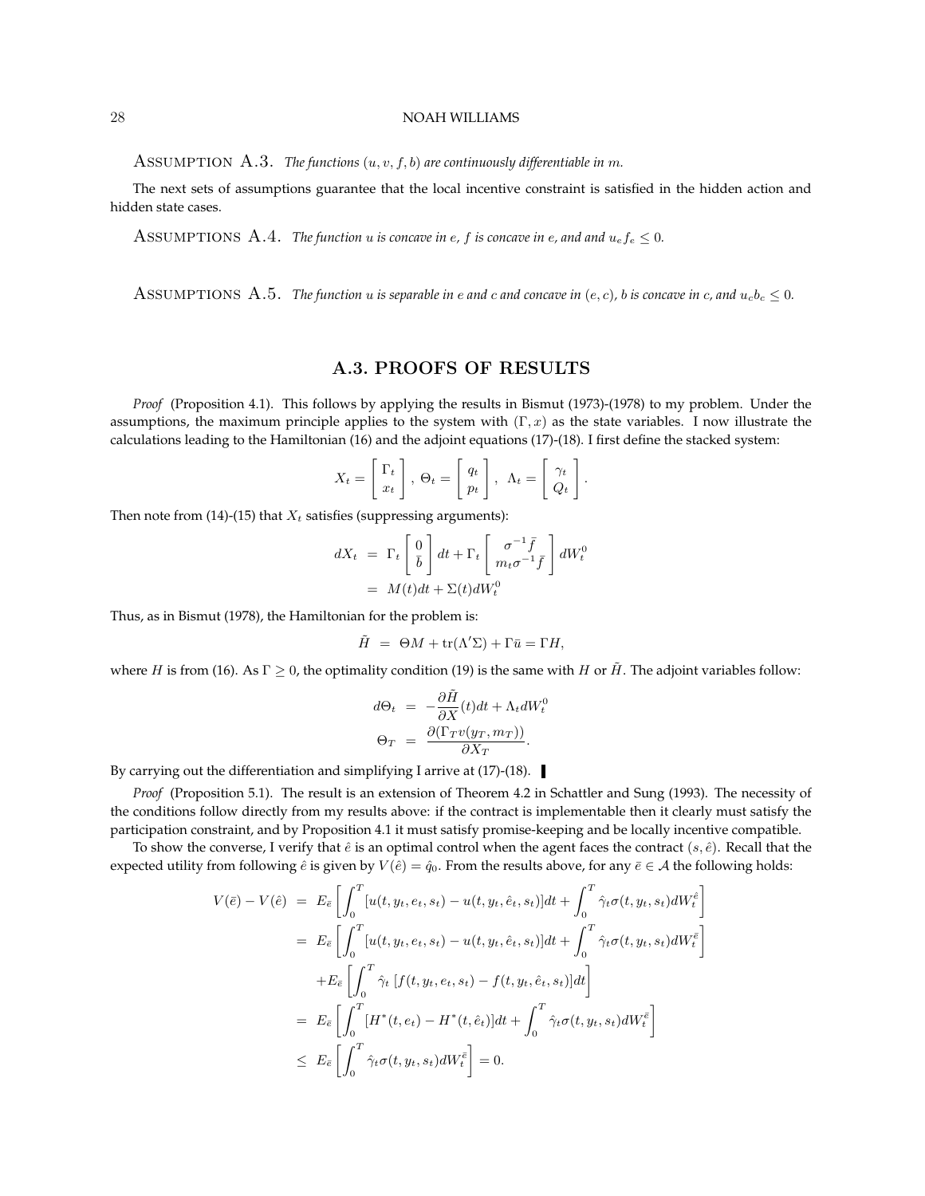ASSUMPTION A.3. *The functions $(u, v, f, b)$ are continuously differentiable in $m$.*

The next sets of assumptions guarantee that the local incentive constraint is satisfied in the hidden action and hidden state cases.

ASSUMPTIONS A.4. *The function $u$ is concave in $e$, $f$ is concave in $e$, and and $u_e f_e \leq 0$.*

ASSUMPTIONS A.5. *The function $u$ is separable in $e$ and $c$ and concave in $(e, c)$, $b$ is concave in $c$, and $u_c b_c \leq 0$.*

## A.3. PROOFS OF RESULTS

*Proof* (Proposition 4.1). This follows by applying the results in Bismut (1973)-(1978) to my problem. Under the assumptions, the maximum principle applies to the system with $(\Gamma, x)$ as the state variables. I now illustrate the calculations leading to the Hamiltonian (16) and the adjoint equations (17)-(18). I first define the stacked system:

$$X_t = \begin{bmatrix} \Gamma_t \\ x_t \end{bmatrix}, \; \Theta_t = \begin{bmatrix} q_t \\ p_t \end{bmatrix}, \; \Lambda_t = \begin{bmatrix} \gamma_t \\ Q_t \end{bmatrix}.$$

Then note from (14)-(15) that $X_t$ satisfies (suppressing arguments):

$$\begin{aligned} dX_t &= \Gamma_t \begin{bmatrix} 0 \\ \bar{b} \end{bmatrix} dt + \Gamma_t \begin{bmatrix} \sigma^{-1}\bar{f} \\ m_t \sigma^{-1} \bar{f} \end{bmatrix} dW_t^0 \\ &= M(t)dt + \Sigma(t) dW_t^0 \end{aligned}$$

Thus, as in Bismut (1978), the Hamiltonian for the problem is:

$$\tilde{H} \;=\; \Theta M + \text{tr}(\Lambda' \Sigma) + \Gamma \bar{u} = \Gamma H,$$

where $H$ is from (16). As $\Gamma \geq 0$, the optimality condition (19) is the same with $H$ or $\tilde{H}$. The adjoint variables follow:

$$\begin{aligned} d\Theta_t &= -\frac{\partial \tilde{H}}{\partial X}(t)dt + \Lambda_t dW_t^0 \\ \Theta_T &= \frac{\partial(\Gamma_T v(y_T, m_T))}{\partial X_T}. \end{aligned}$$

By carrying out the differentiation and simplifying I arrive at (17)-(18). ▌

*Proof* (Proposition 5.1). The result is an extension of Theorem 4.2 in Schattler and Sung (1993). The necessity of the conditions follow directly from my results above: if the contract is implementable then it clearly must satisfy the participation constraint, and by Proposition 4.1 it must satisfy promise-keeping and be locally incentive compatible.

To show the converse, I verify that $\hat{e}$ is an optimal control when the agent faces the contract $(s, \hat{e})$. Recall that the expected utility from following $\hat{e}$ is given by $V(\hat{e}) = \hat{q}_0$. From the results above, for any $\bar{e} \in \mathcal{A}$ the following holds:

$$\begin{aligned} V(\bar{e}) - V(\hat{e}) &= E_{\bar{e}}\left[\int_0^T [u(t, y_t, e_t, s_t) - u(t, y_t, \hat{e}_t, s_t)]dt + \int_0^T \hat{\gamma}_t \sigma(t, y_t, s_t) dW_t^{\hat{e}}\right] \\ &= E_{\bar{e}}\left[\int_0^T [u(t, y_t, e_t, s_t) - u(t, y_t, \hat{e}_t, s_t)]dt + \int_0^T \hat{\gamma}_t \sigma(t, y_t, s_t) dW_t^{\bar{e}}\right] \\ &\quad + E_{\bar{e}}\left[\int_0^T \hat{\gamma}_t \left[f(t, y_t, e_t, s_t) - f(t, y_t, \hat{e}_t, s_t)\right]dt\right] \\ &= E_{\bar{e}}\left[\int_0^T [H^*(t, e_t) - H^*(t, \hat{e}_t)]dt + \int_0^T \hat{\gamma}_t \sigma(t, y_t, s_t) dW_t^{\bar{e}}\right] \\ &\leq E_{\bar{e}}\left[\int_0^T \hat{\gamma}_t \sigma(t, y_t, s_t) dW_t^{\bar{e}}\right] = 0. \end{aligned}$$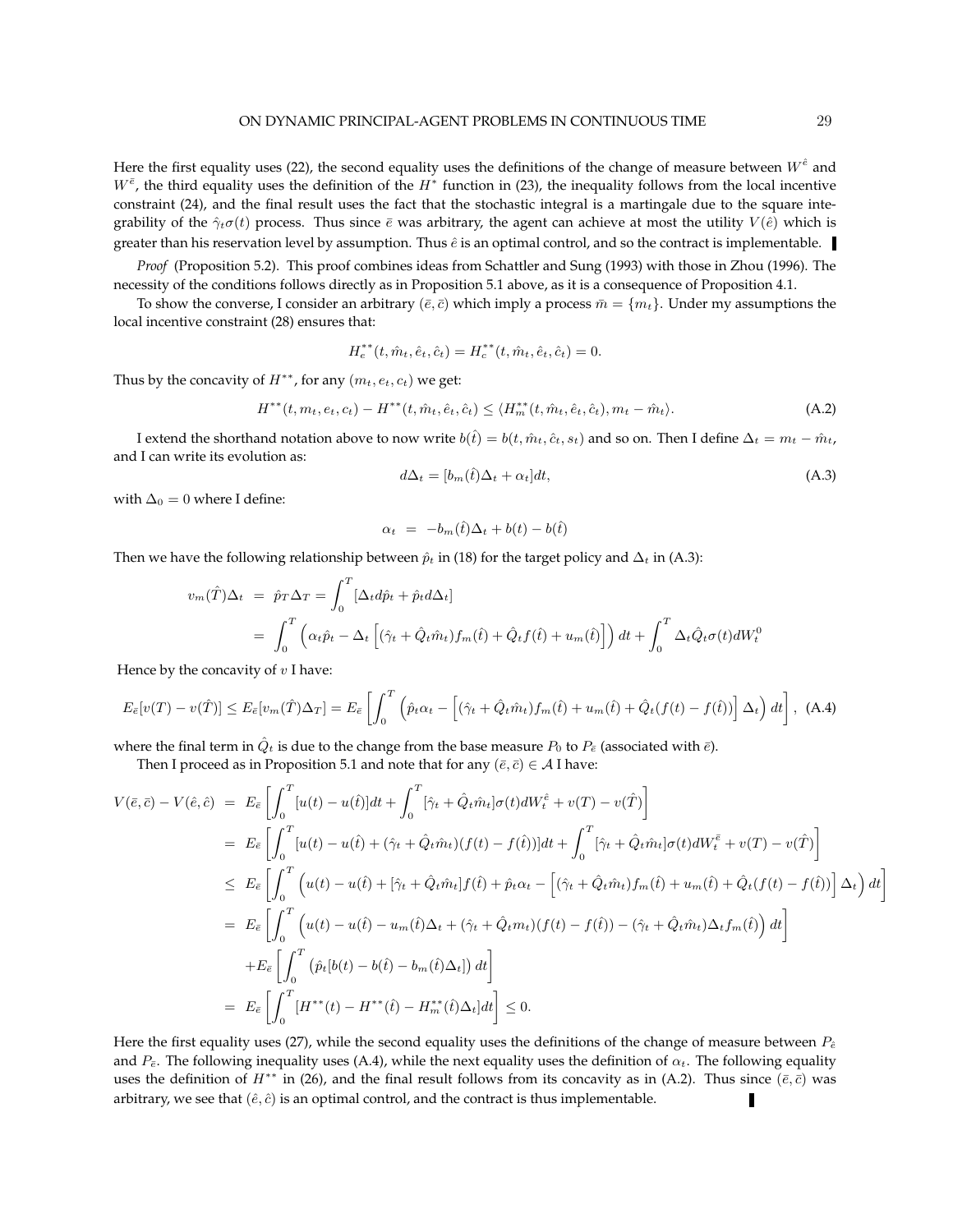Here the first equality uses (22), the second equality uses the definitions of the change of measure between $W^{\hat{e}}$ and $W^{\bar{e}}$, the third equality uses the definition of the $H^*$ function in (23), the inequality follows from the local incentive constraint (24), and the final result uses the fact that the stochastic integral is a martingale due to the square integrability of the $\hat{\gamma}_t\sigma(t)$ process. Thus since $\bar{e}$ was arbitrary, the agent can achieve at most the utility $V(\hat{e})$ which is greater than his reservation level by assumption. Thus $\hat{e}$ is an optimal control, and so the contract is implementable. ∎

*Proof* (Proposition 5.2). This proof combines ideas from Schattler and Sung (1993) with those in Zhou (1996). The necessity of the conditions follows directly as in Proposition 5.1 above, as it is a consequence of Proposition 4.1.

To show the converse, I consider an arbitrary $(\bar{e}, \bar{c})$ which imply a process $\bar{m} = \{m_t\}$. Under my assumptions the local incentive constraint (28) ensures that:

$$H_e^{**}(t, \hat{m}_t, \hat{e}_t, \hat{c}_t) = H_c^{**}(t, \hat{m}_t, \hat{e}_t, \hat{c}_t) = 0.$$

Thus by the concavity of $H^{**}$, for any $(m_t, e_t, c_t)$ we get:

$$H^{**}(t, m_t, e_t, c_t) - H^{**}(t, \hat{m}_t, \hat{e}_t, \hat{c}_t) \leq \langle H_m^{**}(t, \hat{m}_t, \hat{e}_t, \hat{c}_t), m_t - \hat{m}_t \rangle. \tag{A.2}$$

I extend the shorthand notation above to now write $b(\hat{t}) = b(t, \hat{m}_t, \hat{c}_t, s_t)$ and so on. Then I define $\Delta_t = m_t - \hat{m}_t$, and I can write its evolution as:

$$d\Delta_t = [b_m(\hat{t})\Delta_t + \alpha_t]dt, \tag{A.3}$$

with $\Delta_0 = 0$ where I define:

$$\alpha_t = -b_m(\hat{t})\Delta_t + b(t) - b(\hat{t})$$

Then we have the following relationship between $\hat{p}_t$ in (18) for the target policy and $\Delta_t$ in (A.3):

$$\begin{aligned}
v_m(\hat{T})\Delta_t &= \hat{p}_T \Delta_T = \int_0^T [\Delta_t d\hat{p}_t + \hat{p}_t d\Delta_t] \\
&= \int_0^T \left( \alpha_t \hat{p}_t - \Delta_t \left[ (\hat{\gamma}_t + \hat{Q}_t \hat{m}_t) f_m(\hat{t}) + \hat{Q}_t f(\hat{t}) + u_m(\hat{t}) \right] \right) dt + \int_0^T \Delta_t \hat{Q}_t \sigma(t) dW_t^0
\end{aligned}$$

Hence by the concavity of $v$ I have:

$$E_{\bar{e}}[v(T) - v(\hat{T})] \leq E_{\bar{e}}[v_m(\hat{T})\Delta_T] = E_{\bar{e}}\left[ \int_0^T \left( \hat{p}_t \alpha_t - \left[ (\hat{\gamma}_t + \hat{Q}_t \hat{m}_t) f_m(\hat{t}) + u_m(\hat{t}) + \hat{Q}_t(f(t) - f(\hat{t})) \right] \Delta_t \right) dt \right], \tag{A.4}$$

where the final term in $\hat{Q}_t$ is due to the change from the base measure $P_0$ to $P_{\bar{e}}$ (associated with $\bar{e}$).

Then I proceed as in Proposition 5.1 and note that for any $(\bar{e}, \bar{c}) \in \mathcal{A}$ I have:

$$\begin{aligned}
V(\bar{e}, \bar{c}) - V(\hat{e}, \hat{c}) &= E_{\bar{e}}\left[ \int_0^T [u(t) - u(\hat{t})]dt + \int_0^T [\hat{\gamma}_t + \hat{Q}_t \hat{m}_t]\sigma(t) dW_t^{\hat{e}} + v(T) - v(\hat{T}) \right] \\
&= E_{\bar{e}}\left[ \int_0^T [u(t) - u(\hat{t}) + (\hat{\gamma}_t + \hat{Q}_t \hat{m}_t)(f(t) - f(\hat{t}))]dt + \int_0^T [\hat{\gamma}_t + \hat{Q}_t \hat{m}_t]\sigma(t) dW_t^{\bar{e}} + v(T) - v(\hat{T}) \right] \\
&\leq E_{\bar{e}}\left[ \int_0^T \left( u(t) - u(\hat{t}) + [\hat{\gamma}_t + \hat{Q}_t \hat{m}_t] f(\hat{t}) + \hat{p}_t \alpha_t - \left[ (\hat{\gamma}_t + \hat{Q}_t \hat{m}_t) f_m(\hat{t}) + u_m(\hat{t}) + \hat{Q}_t(f(t) - f(\hat{t})) \right] \Delta_t \right) dt \right] \\
&= E_{\bar{e}}\left[ \int_0^T \left( u(t) - u(\hat{t}) - u_m(\hat{t})\Delta_t + (\hat{\gamma}_t + \hat{Q}_t m_t)(f(t) - f(\hat{t})) - (\hat{\gamma}_t + \hat{Q}_t \hat{m}_t)\Delta_t f_m(\hat{t}) \right) dt \right] \\
&\quad + E_{\bar{e}}\left[ \int_0^T \left( \hat{p}_t [b(t) - b(\hat{t}) - b_m(\hat{t})\Delta_t] \right) dt \right] \\
&= E_{\bar{e}}\left[ \int_0^T [H^{**}(t) - H^{**}(\hat{t}) - H_m^{**}(\hat{t})\Delta_t] dt \right] \leq 0.
\end{aligned}$$

Here the first equality uses (27), while the second equality uses the definitions of the change of measure between $P_{\hat{e}}$ and $P_{\bar{e}}$. The following inequality uses (A.4), while the next equality uses the definition of $\alpha_t$. The following equality uses the definition of $H^{**}$ in (26), and the final result follows from its concavity as in (A.2). Thus since $(\bar{e}, \bar{c})$ was arbitrary, we see that $(\hat{e}, \hat{c})$ is an optimal control, and the contract is thus implementable. ∎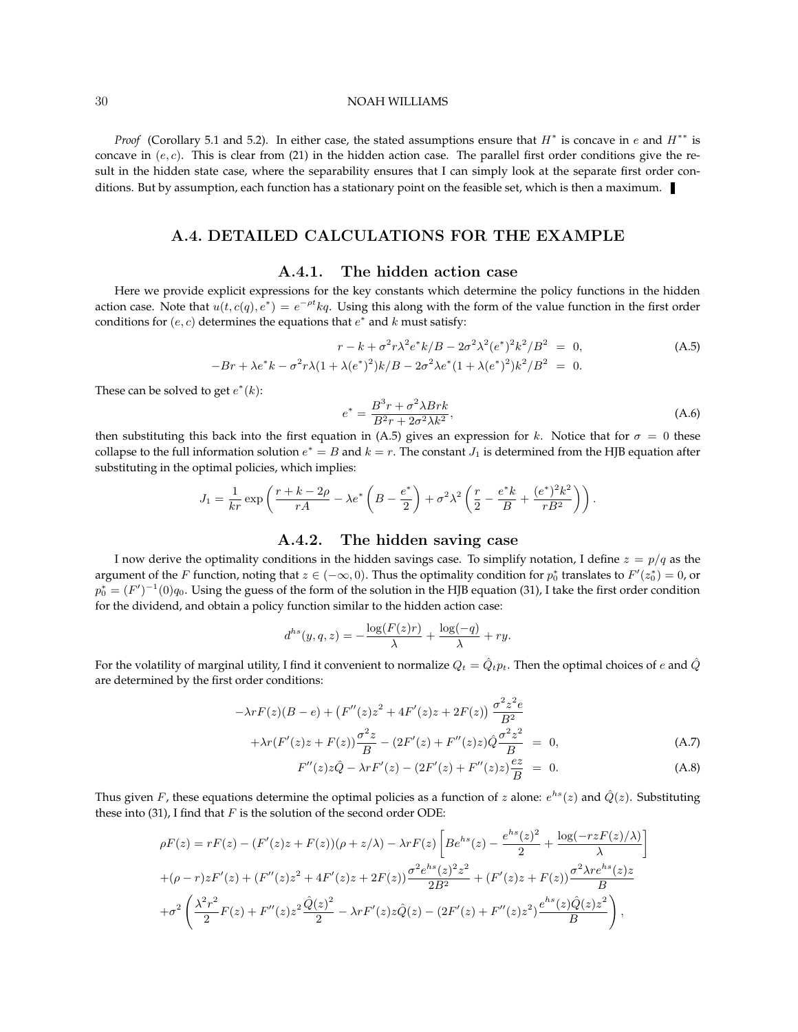*Proof* (Corollary 5.1 and 5.2). In either case, the stated assumptions ensure that $H^*$ is concave in $e$ and $H^{**}$ is concave in $(e, c)$. This is clear from (21) in the hidden action case. The parallel first order conditions give the result in the hidden state case, where the separability ensures that I can simply look at the separate first order conditions. But by assumption, each function has a stationary point on the feasible set, which is then a maximum. ∎

## A.4. DETAILED CALCULATIONS FOR THE EXAMPLE

### A.4.1. The hidden action case

Here we provide explicit expressions for the key constants which determine the policy functions in the hidden action case. Note that $u(t, c(q), e^*) = e^{-\rho t} kq$. Using this along with the form of the value function in the first order conditions for $(e, c)$ determines the equations that $e^*$ and $k$ must satisfy:

$$
\begin{aligned}
r - k + \sigma^2 r \lambda^2 e^* k / B - 2\sigma^2 \lambda^2 (e^*)^2 k^2 / B^2 &= 0, \\
-Br + \lambda e^* k - \sigma^2 r \lambda (1 + \lambda (e^*)^2) k / B - 2\sigma^2 \lambda e^* (1 + \lambda (e^*)^2) k^2 / B^2 &= 0.
\end{aligned}
\tag{A.5}
$$

These can be solved to get $e^*(k)$:

$$
e^* = \frac{B^3 r + \sigma^2 \lambda B r k}{B^2 r + 2\sigma^2 \lambda k^2}, \tag{A.6}
$$

then substituting this back into the first equation in (A.5) gives an expression for $k$. Notice that for $\sigma = 0$ these collapse to the full information solution $e^* = B$ and $k = r$. The constant $J_1$ is determined from the HJB equation after substituting in the optimal policies, which implies:

$$
J_1 = \frac{1}{kr} \exp\left( \frac{r + k - 2\rho}{rA} - \lambda e^* \left( B - \frac{e^*}{2} \right) + \sigma^2 \lambda^2 \left( \frac{r}{2} - \frac{e^* k}{B} + \frac{(e^*)^2 k^2}{r B^2} \right) \right).
$$

### A.4.2. The hidden saving case

I now derive the optimality conditions in the hidden savings case. To simplify notation, I define $z = p/q$ as the argument of the $F$ function, noting that $z \in (-\infty, 0)$. Thus the optimality condition for $p_0^*$ translates to $F'(z_0^*) = 0$, or $p_0^* = (F')^{-1}(0) q_0$. Using the guess of the form of the solution in the HJB equation (31), I take the first order condition for the dividend, and obtain a policy function similar to the hidden action case:

$$
d^{hs}(y, q, z) = -\frac{\log(F(z) r)}{\lambda} + \frac{\log(-q)}{\lambda} + ry.
$$

For the volatility of marginal utility, I find it convenient to normalize $Q_t = \hat{Q}_t p_t$. Then the optimal choices of $e$ and $\hat{Q}$ are determined by the first order conditions:

$$
\begin{aligned}
-\lambda r F(z)(B - e) + \left( F''(z) z^2 + 4F'(z) z + 2F(z) \right) \frac{\sigma^2 z^2 e}{B^2} & \\
+ \lambda r (F'(z) z + F(z)) \frac{\sigma^2 z}{B} - (2F'(z) + F''(z) z) \hat{Q} \frac{\sigma^2 z^2}{B} &= 0, \qquad \text{(A.7)} \\
F''(z) z \hat{Q} - \lambda r F'(z) - (2F'(z) + F''(z) z) \frac{ez}{B} &= 0. \qquad \text{(A.8)}
\end{aligned}
$$

Thus given $F$, these equations determine the optimal policies as a function of $z$ alone: $e^{hs}(z)$ and $\hat{Q}(z)$. Substituting these into (31), I find that $F$ is the solution of the second order ODE:

$$
\begin{aligned}
\rho F(z) &= r F(z) - (F'(z) z + F(z))(\rho + z/\lambda) - \lambda r F(z) \left[ B e^{hs}(z) - \frac{e^{hs}(z)^2}{2} + \frac{\log(-rzF(z)/\lambda)}{\lambda} \right] \\
&+ (\rho - r) z F'(z) + (F''(z) z^2 + 4F'(z) z + 2F(z)) \frac{\sigma^2 e^{hs}(z)^2 z^2}{2B^2} + (F'(z) z + F(z)) \frac{\sigma^2 \lambda r e^{hs}(z) z}{B} \\
&+ \sigma^2 \left( \frac{\lambda^2 r^2}{2} F(z) + F''(z) z^2 \frac{\hat{Q}(z)^2}{2} - \lambda r F'(z) z \hat{Q}(z) - (2F'(z) + F''(z) z^2) \frac{e^{hs}(z) \hat{Q}(z) z^2}{B} \right),
\end{aligned}
$$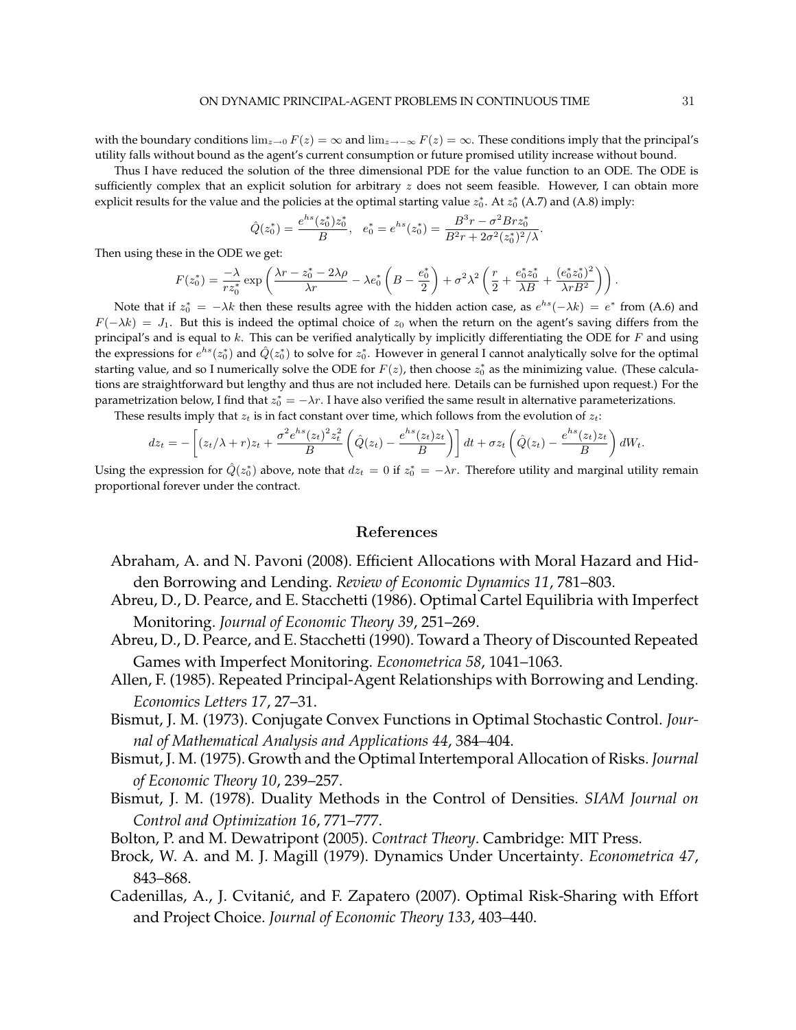with the boundary conditions $\lim_{z \to 0} F(z) = \infty$ and $\lim_{z \to -\infty} F(z) = \infty$. These conditions imply that the principal's utility falls without bound as the agent's current consumption or future promised utility increase without bound.

Thus I have reduced the solution of the three dimensional PDE for the value function to an ODE. The ODE is sufficiently complex that an explicit solution for arbitrary $z$ does not seem feasible. However, I can obtain more explicit results for the value and the policies at the optimal starting value $z_0^*$. At $z_0^*$ (A.7) and (A.8) imply:

$$\hat{Q}(z_0^*) = \frac{e^{hs}(z_0^*) z_0^*}{B}, \quad e_0^* = e^{hs}(z_0^*) = \frac{B^3 r - \sigma^2 B r z_0^*}{B^2 r + 2\sigma^2 (z_0^*)^2/\lambda}.$$

Then using these in the ODE we get:

$$F(z_0^*) = \frac{-\lambda}{r z_0^*} \exp\left( \frac{\lambda r - z_0^* - 2\lambda\rho}{\lambda r} - \lambda e_0^* \left( B - \frac{e_0^*}{2} \right) + \sigma^2 \lambda^2 \left( \frac{r}{2} + \frac{e_0^* z_0^*}{\lambda B} + \frac{(e_0^* z_0^*)^2}{\lambda r B^2} \right) \right).$$

Note that if $z_0^* = -\lambda k$ then these results agree with the hidden action case, as $e^{hs}(-\lambda k) = e^*$ from (A.6) and $F(-\lambda k) = J_1$. But this is indeed the optimal choice of $z_0$ when the return on the agent's saving differs from the principal's and is equal to $k$. This can be verified analytically by implicitly differentiating the ODE for $F$ and using the expressions for $e^{hs}(z_0^*)$ and $\hat{Q}(z_0^*)$ to solve for $z_0^*$. However in general I cannot analytically solve for the optimal starting value, and so I numerically solve the ODE for $F(z)$, then choose $z_0^*$ as the minimizing value. (These calculations are straightforward but lengthy and thus are not included here. Details can be furnished upon request.) For the parametrization below, I find that $z_0^* = -\lambda r$. I have also verified the same result in alternative parameterizations.

These results imply that $z_t$ is in fact constant over time, which follows from the evolution of $z_t$:

$$dz_t = -\left[ (z_t/\lambda + r) z_t + \frac{\sigma^2 e^{hs}(z_t)^2 z_t^2}{B} \left( \hat{Q}(z_t) - \frac{e^{hs}(z_t) z_t}{B} \right) \right] dt + \sigma z_t \left( \hat{Q}(z_t) - \frac{e^{hs}(z_t) z_t}{B} \right) dW_t.$$

Using the expression for $\hat{Q}(z_0^*)$ above, note that $dz_t = 0$ if $z_0^* = -\lambda r$. Therefore utility and marginal utility remain proportional forever under the contract.

## References

Abraham, A. and N. Pavoni (2008). Efficient Allocations with Moral Hazard and Hidden Borrowing and Lending. *Review of Economic Dynamics 11*, 781–803.

Abreu, D., D. Pearce, and E. Stacchetti (1986). Optimal Cartel Equilibria with Imperfect Monitoring. *Journal of Economic Theory 39*, 251–269.

Abreu, D., D. Pearce, and E. Stacchetti (1990). Toward a Theory of Discounted Repeated Games with Imperfect Monitoring. *Econometrica 58*, 1041–1063.

Allen, F. (1985). Repeated Principal-Agent Relationships with Borrowing and Lending. *Economics Letters 17*, 27–31.

Bismut, J. M. (1973). Conjugate Convex Functions in Optimal Stochastic Control. *Journal of Mathematical Analysis and Applications 44*, 384–404.

Bismut, J. M. (1975). Growth and the Optimal Intertemporal Allocation of Risks. *Journal of Economic Theory 10*, 239–257.

Bismut, J. M. (1978). Duality Methods in the Control of Densities. *SIAM Journal on Control and Optimization 16*, 771–777.

Bolton, P. and M. Dewatripont (2005). *Contract Theory*. Cambridge: MIT Press.

Brock, W. A. and M. J. Magill (1979). Dynamics Under Uncertainty. *Econometrica 47*, 843–868.

Cadenillas, A., J. Cvitanić, and F. Zapatero (2007). Optimal Risk-Sharing with Effort and Project Choice. *Journal of Economic Theory 133*, 403–440.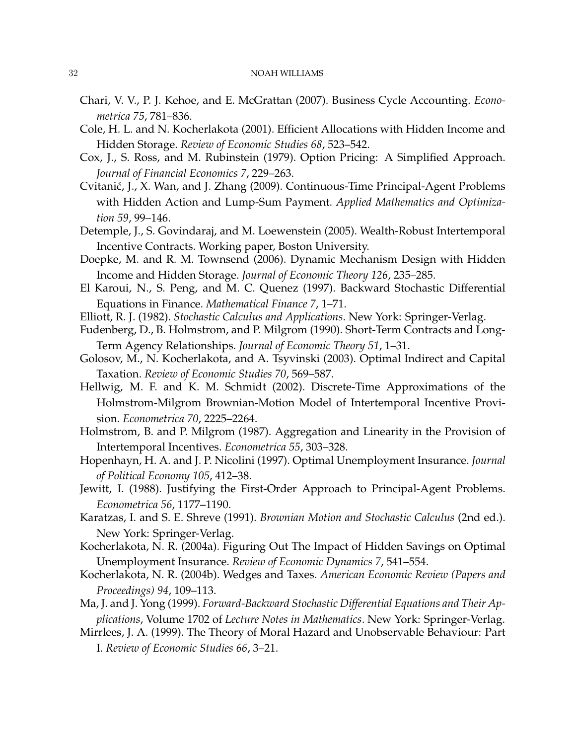Chari, V. V., P. J. Kehoe, and E. McGrattan (2007). Business Cycle Accounting. *Econometrica 75*, 781–836.

Cole, H. L. and N. Kocherlakota (2001). Efficient Allocations with Hidden Income and Hidden Storage. *Review of Economic Studies 68*, 523–542.

Cox, J., S. Ross, and M. Rubinstein (1979). Option Pricing: A Simplified Approach. *Journal of Financial Economics 7*, 229–263.

Cvitanić, J., X. Wan, and J. Zhang (2009). Continuous-Time Principal-Agent Problems with Hidden Action and Lump-Sum Payment. *Applied Mathematics and Optimization 59*, 99–146.

Detemple, J., S. Govindaraj, and M. Loewenstein (2005). Wealth-Robust Intertemporal Incentive Contracts. Working paper, Boston University.

Doepke, M. and R. M. Townsend (2006). Dynamic Mechanism Design with Hidden Income and Hidden Storage. *Journal of Economic Theory 126*, 235–285.

El Karoui, N., S. Peng, and M. C. Quenez (1997). Backward Stochastic Differential Equations in Finance. *Mathematical Finance 7*, 1–71.

Elliott, R. J. (1982). *Stochastic Calculus and Applications*. New York: Springer-Verlag.

Fudenberg, D., B. Holmstrom, and P. Milgrom (1990). Short-Term Contracts and Long-Term Agency Relationships. *Journal of Economic Theory 51*, 1–31.

Golosov, M., N. Kocherlakota, and A. Tsyvinski (2003). Optimal Indirect and Capital Taxation. *Review of Economic Studies 70*, 569–587.

Hellwig, M. F. and K. M. Schmidt (2002). Discrete-Time Approximations of the Holmstrom-Milgrom Brownian-Motion Model of Intertemporal Incentive Provision. *Econometrica 70*, 2225–2264.

Holmstrom, B. and P. Milgrom (1987). Aggregation and Linearity in the Provision of Intertemporal Incentives. *Econometrica 55*, 303–328.

Hopenhayn, H. A. and J. P. Nicolini (1997). Optimal Unemployment Insurance. *Journal of Political Economy 105*, 412–38.

Jewitt, I. (1988). Justifying the First-Order Approach to Principal-Agent Problems. *Econometrica 56*, 1177–1190.

Karatzas, I. and S. E. Shreve (1991). *Brownian Motion and Stochastic Calculus* (2nd ed.). New York: Springer-Verlag.

Kocherlakota, N. R. (2004a). Figuring Out The Impact of Hidden Savings on Optimal Unemployment Insurance. *Review of Economic Dynamics 7*, 541–554.

Kocherlakota, N. R. (2004b). Wedges and Taxes. *American Economic Review (Papers and Proceedings) 94*, 109–113.

Ma, J. and J. Yong (1999). *Forward-Backward Stochastic Differential Equations and Their Applications*, Volume 1702 of *Lecture Notes in Mathematics*. New York: Springer-Verlag.

Mirrlees, J. A. (1999). The Theory of Moral Hazard and Unobservable Behaviour: Part I. *Review of Economic Studies 66*, 3–21.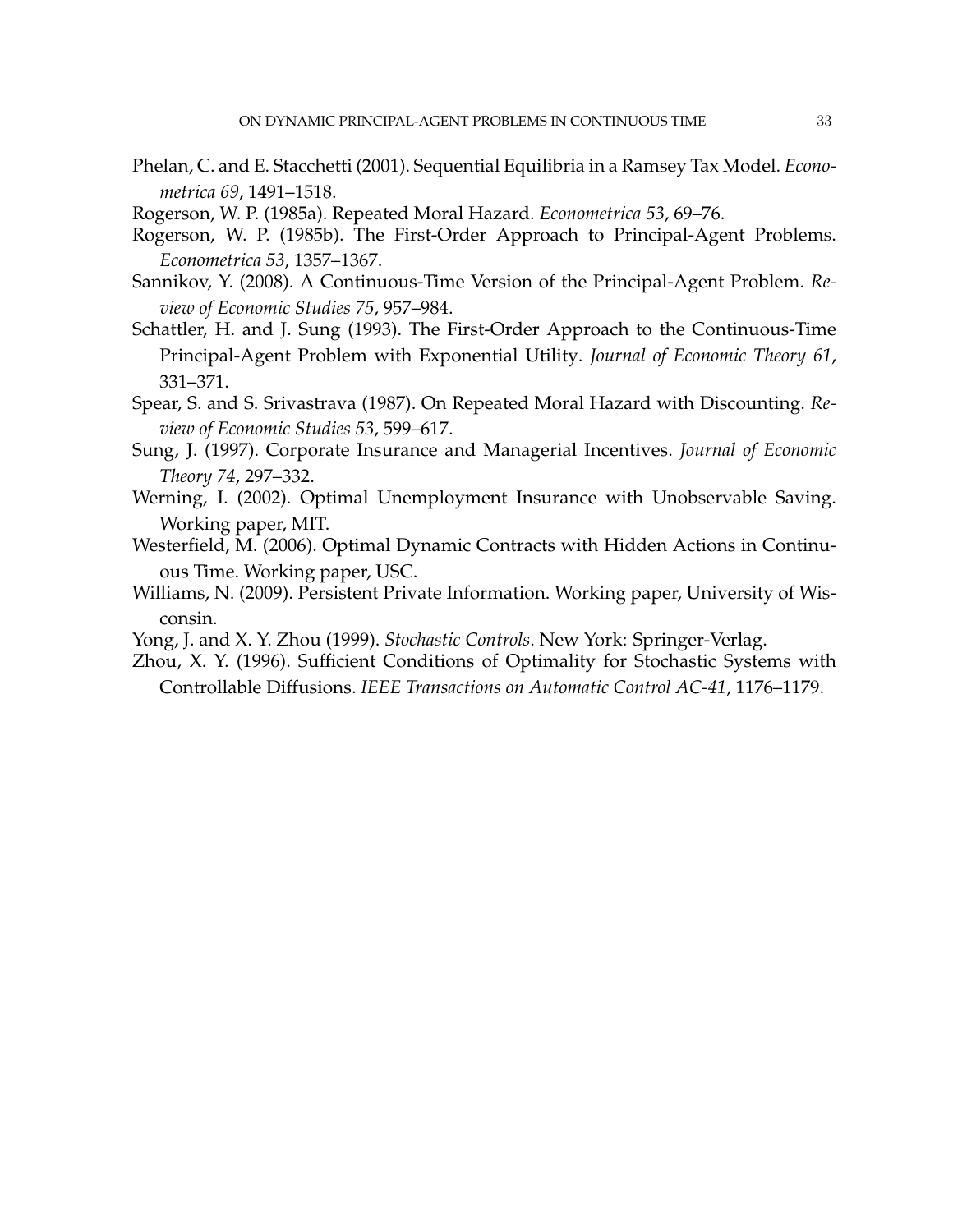Phelan, C. and E. Stacchetti (2001). Sequential Equilibria in a Ramsey Tax Model. *Econometrica 69*, 1491–1518.

Rogerson, W. P. (1985a). Repeated Moral Hazard. *Econometrica 53*, 69–76.

Rogerson, W. P. (1985b). The First-Order Approach to Principal-Agent Problems. *Econometrica 53*, 1357–1367.

Sannikov, Y. (2008). A Continuous-Time Version of the Principal-Agent Problem. *Review of Economic Studies 75*, 957–984.

Schattler, H. and J. Sung (1993). The First-Order Approach to the Continuous-Time Principal-Agent Problem with Exponential Utility. *Journal of Economic Theory 61*, 331–371.

Spear, S. and S. Srivastrava (1987). On Repeated Moral Hazard with Discounting. *Review of Economic Studies 53*, 599–617.

Sung, J. (1997). Corporate Insurance and Managerial Incentives. *Journal of Economic Theory 74*, 297–332.

Werning, I. (2002). Optimal Unemployment Insurance with Unobservable Saving. Working paper, MIT.

Westerfield, M. (2006). Optimal Dynamic Contracts with Hidden Actions in Continuous Time. Working paper, USC.

Williams, N. (2009). Persistent Private Information. Working paper, University of Wisconsin.

Yong, J. and X. Y. Zhou (1999). *Stochastic Controls*. New York: Springer-Verlag.

Zhou, X. Y. (1996). Sufficient Conditions of Optimality for Stochastic Systems with Controllable Diffusions. *IEEE Transactions on Automatic Control AC-41*, 1176–1179.